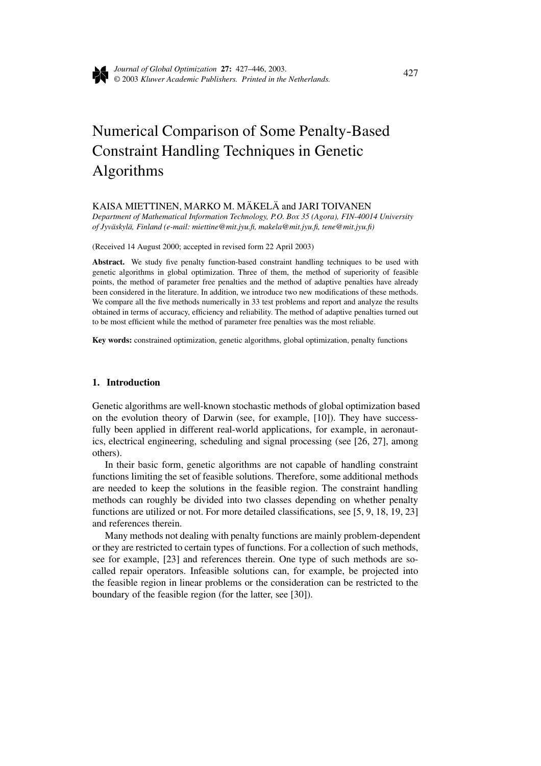# Numerical Comparison of Some Penalty-Based Constraint Handling Techniques in Genetic Algorithms

KAISA MIETTINEN, MARKO M. MÄKELÄ and JARI TOIVANEN

*Department of Mathematical Information Technology, P.O. Box 35 (Agora), FIN-40014 University of Jyväskylä, Finland (e-mail: miettine@mit.jyu.fi, makela@mit.jyu.fi, tene@mit.jyu.fi)*

(Received 14 August 2000; accepted in revised form 22 April 2003)

**Abstract.** We study five penalty function-based constraint handling techniques to be used with genetic algorithms in global optimization. Three of them, the method of superiority of feasible points, the method of parameter free penalties and the method of adaptive penalties have already been considered in the literature. In addition, we introduce two new modifications of these methods. We compare all the five methods numerically in 33 test problems and report and analyze the results obtained in terms of accuracy, efficiency and reliability. The method of adaptive penalties turned out to be most efficient while the method of parameter free penalties was the most reliable.

**Key words:** constrained optimization, genetic algorithms, global optimization, penalty functions

## 1. Introduction

Genetic algorithms are well-known stochastic methods of global optimization based on the evolution theory of Darwin (see, for example, [10]). They have successfully been applied in different real-world applications, for example, in aeronautics, electrical engineering, scheduling and signal processing (see [26, 27], among others).

In their basic form, genetic algorithms are not capable of handling constraint functions limiting the set of feasible solutions. Therefore, some additional methods are needed to keep the solutions in the feasible region. The constraint handling methods can roughly be divided into two classes depending on whether penalty functions are utilized or not. For more detailed classifications, see [5, 9, 18, 19, 23] and references therein.

Many methods not dealing with penalty functions are mainly problem-dependent or they are restricted to certain types of functions. For a collection of such methods, see for example, [23] and references therein. One type of such methods are so-called repair operators. Infeasible solutions can, for example, be projected into the feasible region in linear problems or the consideration can be restricted to the boundary of the feasible region (for the latter, see [30]).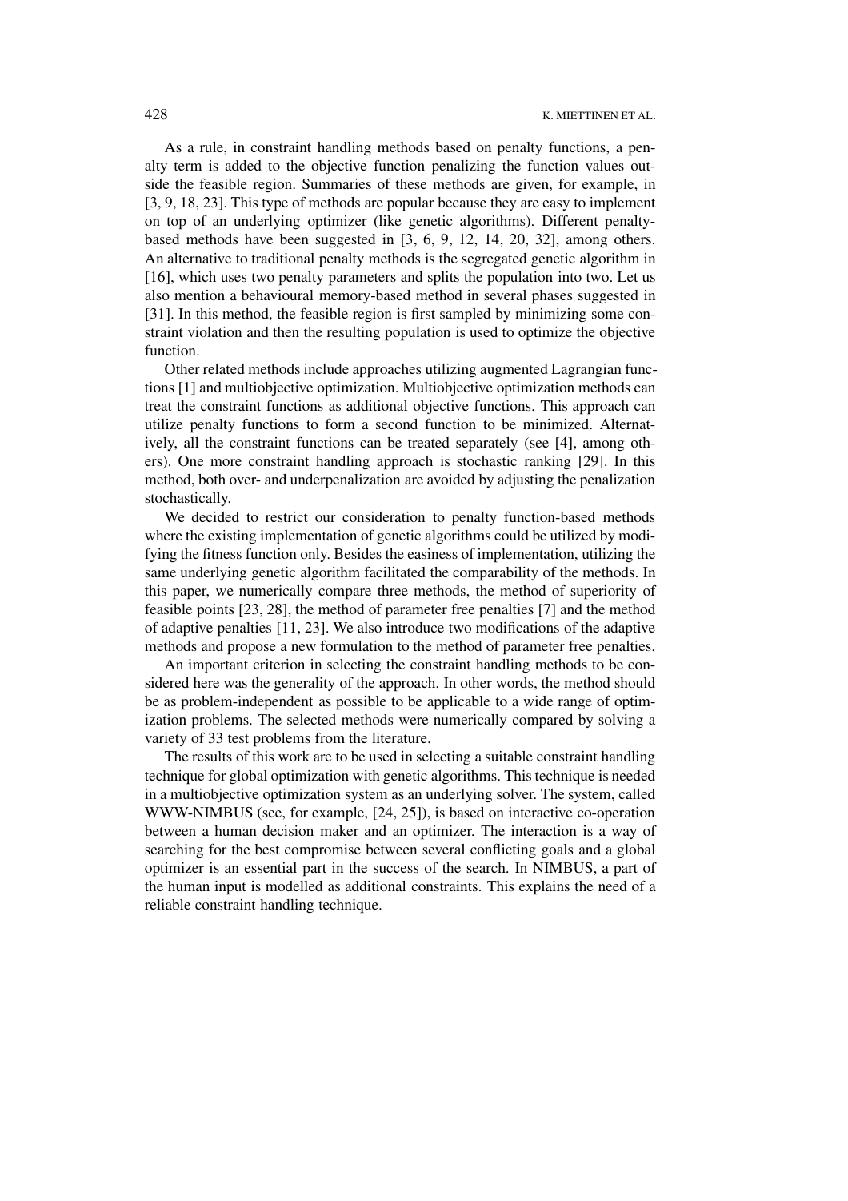As a rule, in constraint handling methods based on penalty functions, a penalty term is added to the objective function penalizing the function values outside the feasible region. Summaries of these methods are given, for example, in [3, 9, 18, 23]. This type of methods are popular because they are easy to implement on top of an underlying optimizer (like genetic algorithms). Different penalty-based methods have been suggested in [3, 6, 9, 12, 14, 20, 32], among others. An alternative to traditional penalty methods is the segregated genetic algorithm in [16], which uses two penalty parameters and splits the population into two. Let us also mention a behavioural memory-based method in several phases suggested in [31]. In this method, the feasible region is first sampled by minimizing some constraint violation and then the resulting population is used to optimize the objective function.

Other related methods include approaches utilizing augmented Lagrangian functions [1] and multiobjective optimization. Multiobjective optimization methods can treat the constraint functions as additional objective functions. This approach can utilize penalty functions to form a second function to be minimized. Alternatively, all the constraint functions can be treated separately (see [4], among others). One more constraint handling approach is stochastic ranking [29]. In this method, both over- and underpenalization are avoided by adjusting the penalization stochastically.

We decided to restrict our consideration to penalty function-based methods where the existing implementation of genetic algorithms could be utilized by modifying the fitness function only. Besides the easiness of implementation, utilizing the same underlying genetic algorithm facilitated the comparability of the methods. In this paper, we numerically compare three methods, the method of superiority of feasible points [23, 28], the method of parameter free penalties [7] and the method of adaptive penalties [11, 23]. We also introduce two modifications of the adaptive methods and propose a new formulation to the method of parameter free penalties.

An important criterion in selecting the constraint handling methods to be considered here was the generality of the approach. In other words, the method should be as problem-independent as possible to be applicable to a wide range of optimization problems. The selected methods were numerically compared by solving a variety of 33 test problems from the literature.

The results of this work are to be used in selecting a suitable constraint handling technique for global optimization with genetic algorithms. This technique is needed in a multiobjective optimization system as an underlying solver. The system, called WWW-NIMBUS (see, for example, [24, 25]), is based on interactive co-operation between a human decision maker and an optimizer. The interaction is a way of searching for the best compromise between several conflicting goals and a global optimizer is an essential part in the success of the search. In NIMBUS, a part of the human input is modelled as additional constraints. This explains the need of a reliable constraint handling technique.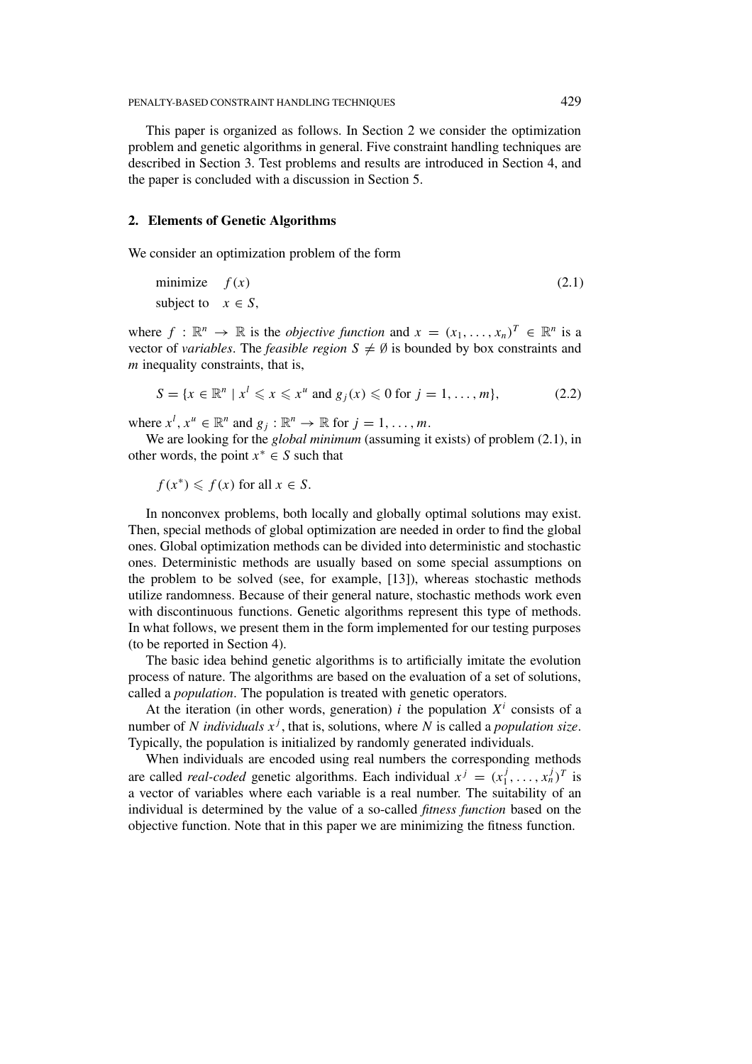This paper is organized as follows. In Section 2 we consider the optimization problem and genetic algorithms in general. Five constraint handling techniques are described in Section 3. Test problems and results are introduced in Section 4, and the paper is concluded with a discussion in Section 5.

## 2. Elements of Genetic Algorithms

We consider an optimization problem of the form

$$\begin{array}{ll} \text{minimize} & f(x) \\ \text{subject to} & x \in S, \end{array} \tag{2.1}$$

where $f : \mathbb{R}^n \to \mathbb{R}$ is the *objective function* and $x = (x_1, \ldots, x_n)^T \in \mathbb{R}^n$ is a vector of *variables*. The *feasible region* $S \neq \emptyset$ is bounded by box constraints and $m$ inequality constraints, that is,

$$S = \{x \in \mathbb{R}^n \mid x^l \leqslant x \leqslant x^u \text{ and } g_j(x) \leqslant 0 \text{ for } j = 1, \ldots, m\}, \tag{2.2}$$

where $x^l, x^u \in \mathbb{R}^n$ and $g_j : \mathbb{R}^n \to \mathbb{R}$ for $j = 1, \ldots, m$.

We are looking for the *global minimum* (assuming it exists) of problem (2.1), in other words, the point $x^* \in S$ such that

$$f(x^*) \leqslant f(x) \text{ for all } x \in S.$$

In nonconvex problems, both locally and globally optimal solutions may exist. Then, special methods of global optimization are needed in order to find the global ones. Global optimization methods can be divided into deterministic and stochastic ones. Deterministic methods are usually based on some special assumptions on the problem to be solved (see, for example, [13]), whereas stochastic methods utilize randomness. Because of their general nature, stochastic methods work even with discontinuous functions. Genetic algorithms represent this type of methods. In what follows, we present them in the form implemented for our testing purposes (to be reported in Section 4).

The basic idea behind genetic algorithms is to artificially imitate the evolution process of nature. The algorithms are based on the evaluation of a set of solutions, called a *population*. The population is treated with genetic operators.

At the iteration (in other words, generation) $i$ the population $X^i$ consists of a number of $N$ *individuals* $x^j$, that is, solutions, where $N$ is called a *population size*. Typically, the population is initialized by randomly generated individuals.

When individuals are encoded using real numbers the corresponding methods are called *real-coded* genetic algorithms. Each individual $x^j = (x_1^j, \ldots, x_n^j)^T$ is a vector of variables where each variable is a real number. The suitability of an individual is determined by the value of a so-called *fitness function* based on the objective function. Note that in this paper we are minimizing the fitness function.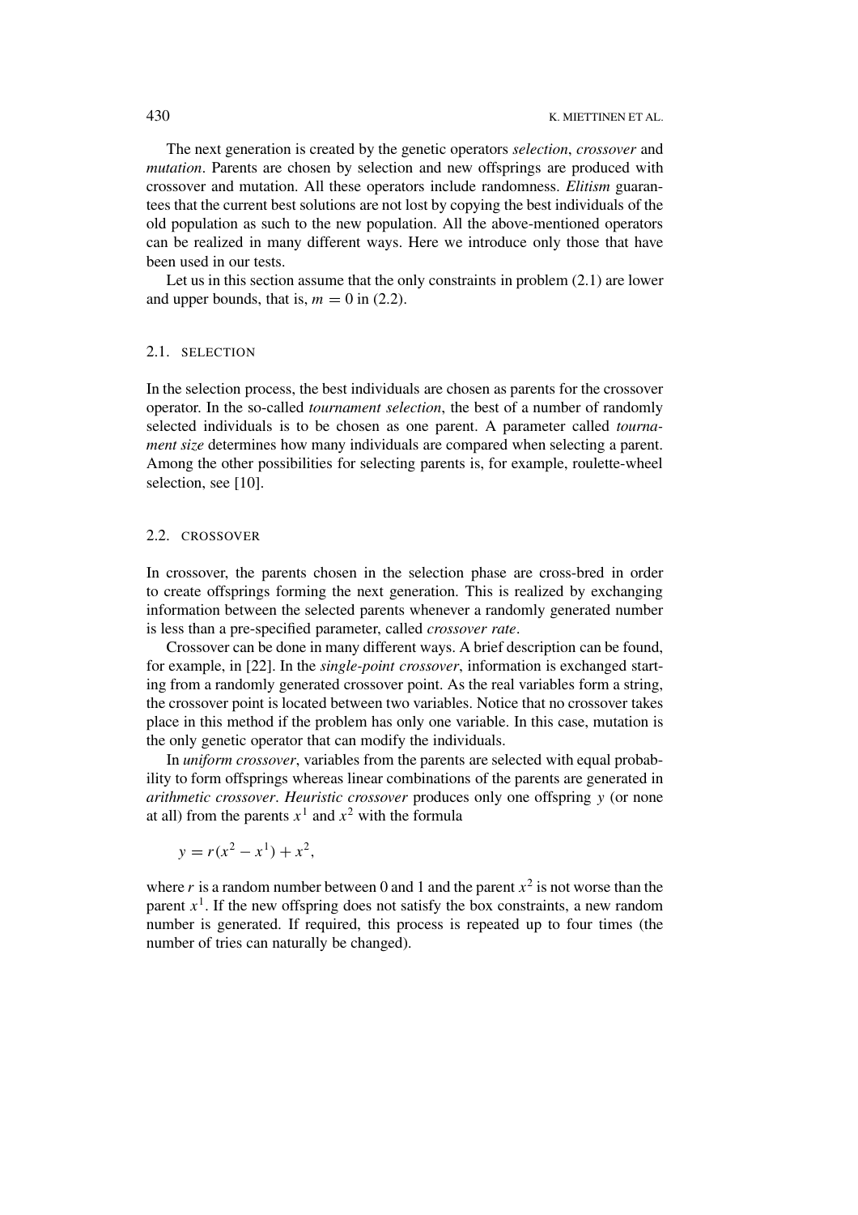The next generation is created by the genetic operators *selection*, *crossover* and *mutation*. Parents are chosen by selection and new offsprings are produced with crossover and mutation. All these operators include randomness. *Elitism* guarantees that the current best solutions are not lost by copying the best individuals of the old population as such to the new population. All the above-mentioned operators can be realized in many different ways. Here we introduce only those that have been used in our tests.

Let us in this section assume that the only constraints in problem (2.1) are lower and upper bounds, that is, $m = 0$ in (2.2).

### 2.1. SELECTION

In the selection process, the best individuals are chosen as parents for the crossover operator. In the so-called *tournament selection*, the best of a number of randomly selected individuals is to be chosen as one parent. A parameter called *tournament size* determines how many individuals are compared when selecting a parent. Among the other possibilities for selecting parents is, for example, roulette-wheel selection, see [10].

### 2.2. CROSSOVER

In crossover, the parents chosen in the selection phase are cross-bred in order to create offsprings forming the next generation. This is realized by exchanging information between the selected parents whenever a randomly generated number is less than a pre-specified parameter, called *crossover rate*.

Crossover can be done in many different ways. A brief description can be found, for example, in [22]. In the *single-point crossover*, information is exchanged starting from a randomly generated crossover point. As the real variables form a string, the crossover point is located between two variables. Notice that no crossover takes place in this method if the problem has only one variable. In this case, mutation is the only genetic operator that can modify the individuals.

In *uniform crossover*, variables from the parents are selected with equal probability to form offsprings whereas linear combinations of the parents are generated in *arithmetic crossover*. *Heuristic crossover* produces only one offspring $y$ (or none at all) from the parents $x^1$ and $x^2$ with the formula

$$y = r(x^2 - x^1) + x^2,$$

where $r$ is a random number between 0 and 1 and the parent $x^2$ is not worse than the parent $x^1$. If the new offspring does not satisfy the box constraints, a new random number is generated. If required, this process is repeated up to four times (the number of tries can naturally be changed).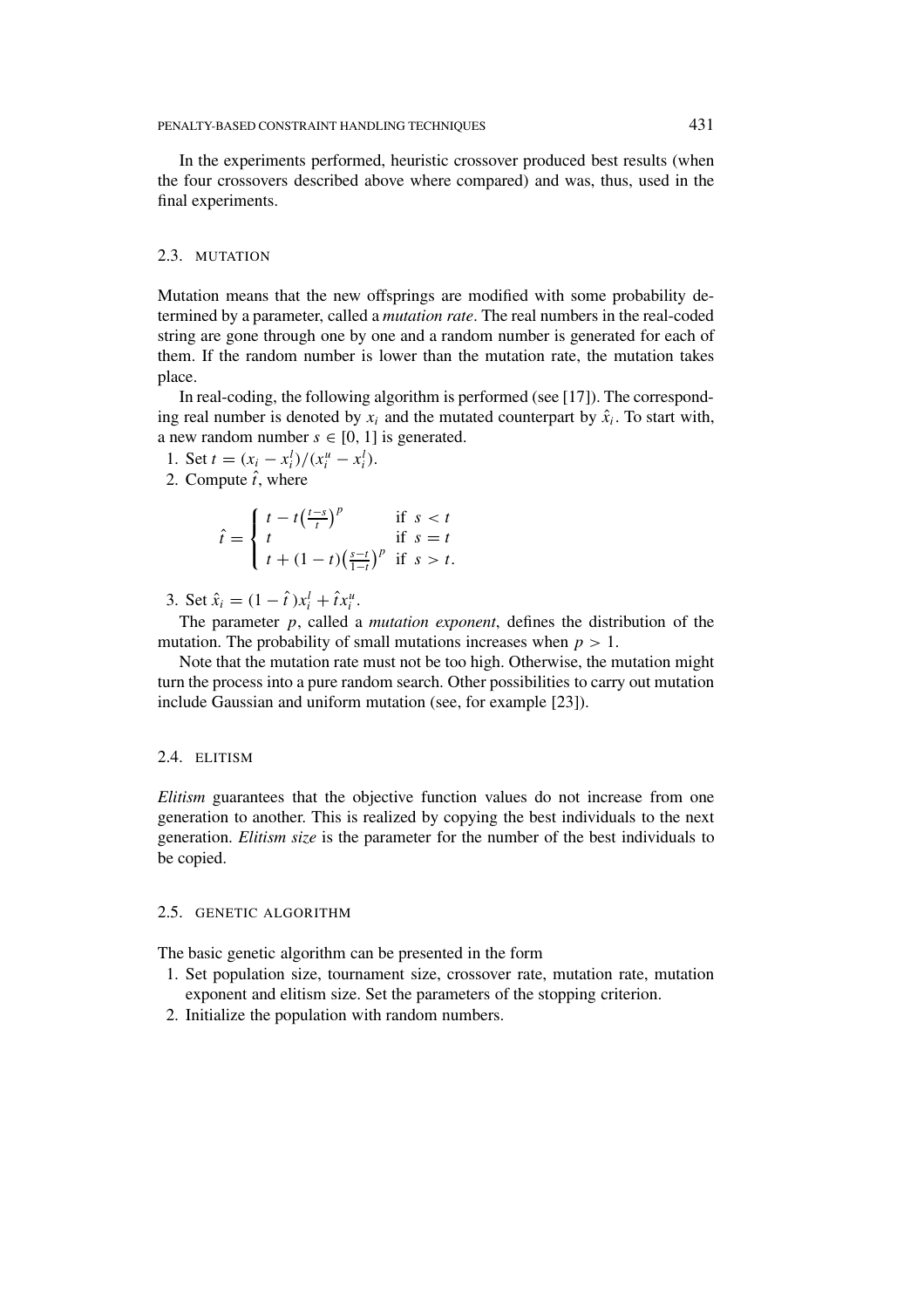In the experiments performed, heuristic crossover produced best results (when the four crossovers described above where compared) and was, thus, used in the final experiments.

### 2.3. MUTATION

Mutation means that the new offsprings are modified with some probability determined by a parameter, called a *mutation rate*. The real numbers in the real-coded string are gone through one by one and a random number is generated for each of them. If the random number is lower than the mutation rate, the mutation takes place.

In real-coding, the following algorithm is performed (see [17]). The corresponding real number is denoted by $x_i$ and the mutated counterpart by $\hat{x}_i$. To start with, a new random number $s \in [0, 1]$ is generated.

1. Set $t = (x_i - x_i^l)/(x_i^u - x_i^l)$.
2. Compute $\hat{t}$, where

$$\hat{t} = \begin{cases} t - t\left(\frac{t-s}{t}\right)^p & \text{if } s < t \\ t & \text{if } s = t \\ t + (1-t)\left(\frac{s-t}{1-t}\right)^p & \text{if } s > t. \end{cases}$$

3. Set $\hat{x}_i = (1 - \hat{t})x_i^l + \hat{t}x_i^u$.

The parameter $p$, called a *mutation exponent*, defines the distribution of the mutation. The probability of small mutations increases when $p > 1$.

Note that the mutation rate must not be too high. Otherwise, the mutation might turn the process into a pure random search. Other possibilities to carry out mutation include Gaussian and uniform mutation (see, for example [23]).

### 2.4. ELITISM

*Elitism* guarantees that the objective function values do not increase from one generation to another. This is realized by copying the best individuals to the next generation. *Elitism size* is the parameter for the number of the best individuals to be copied.

### 2.5. GENETIC ALGORITHM

The basic genetic algorithm can be presented in the form

1. Set population size, tournament size, crossover rate, mutation rate, mutation exponent and elitism size. Set the parameters of the stopping criterion.
2. Initialize the population with random numbers.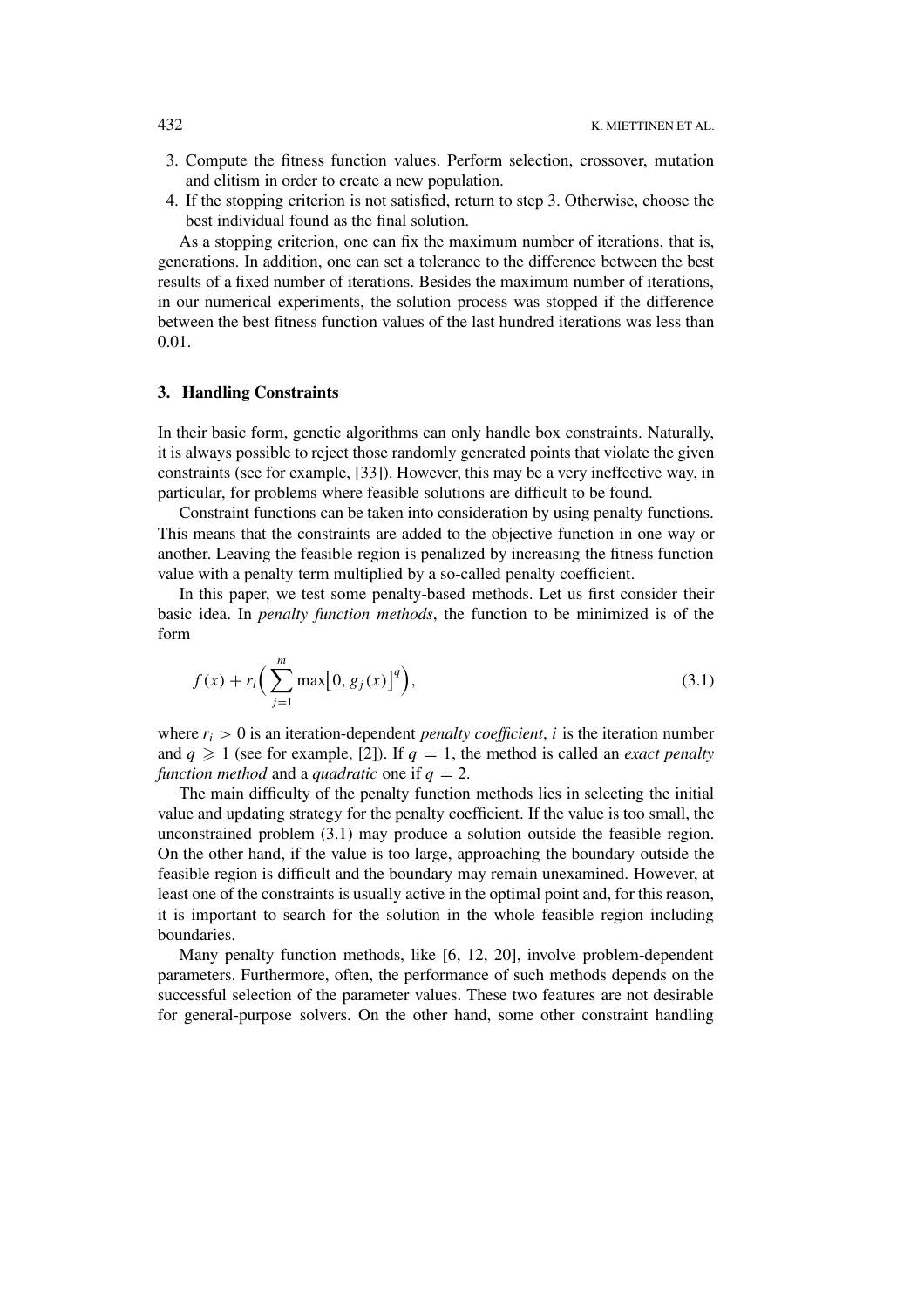3. Compute the fitness function values. Perform selection, crossover, mutation and elitism in order to create a new population.
4. If the stopping criterion is not satisfied, return to step 3. Otherwise, choose the best individual found as the final solution.

As a stopping criterion, one can fix the maximum number of iterations, that is, generations. In addition, one can set a tolerance to the difference between the best results of a fixed number of iterations. Besides the maximum number of iterations, in our numerical experiments, the solution process was stopped if the difference between the best fitness function values of the last hundred iterations was less than 0.01.

## 3. Handling Constraints

In their basic form, genetic algorithms can only handle box constraints. Naturally, it is always possible to reject those randomly generated points that violate the given constraints (see for example, [33]). However, this may be a very ineffective way, in particular, for problems where feasible solutions are difficult to be found.

Constraint functions can be taken into consideration by using penalty functions. This means that the constraints are added to the objective function in one way or another. Leaving the feasible region is penalized by increasing the fitness function value with a penalty term multiplied by a so-called penalty coefficient.

In this paper, we test some penalty-based methods. Let us first consider their basic idea. In *penalty function methods*, the function to be minimized is of the form

$$f(x) + r_i\Big(\sum_{j=1}^{m} \max\big[0, g_j(x)\big]^q\Big), \tag{3.1}$$

where $r_i > 0$ is an iteration-dependent *penalty coefficient*, $i$ is the iteration number and $q \geqslant 1$ (see for example, [2]). If $q = 1$, the method is called an *exact penalty function method* and a *quadratic* one if $q = 2$.

The main difficulty of the penalty function methods lies in selecting the initial value and updating strategy for the penalty coefficient. If the value is too small, the unconstrained problem (3.1) may produce a solution outside the feasible region. On the other hand, if the value is too large, approaching the boundary outside the feasible region is difficult and the boundary may remain unexamined. However, at least one of the constraints is usually active in the optimal point and, for this reason, it is important to search for the solution in the whole feasible region including boundaries.

Many penalty function methods, like [6, 12, 20], involve problem-dependent parameters. Furthermore, often, the performance of such methods depends on the successful selection of the parameter values. These two features are not desirable for general-purpose solvers. On the other hand, some other constraint handling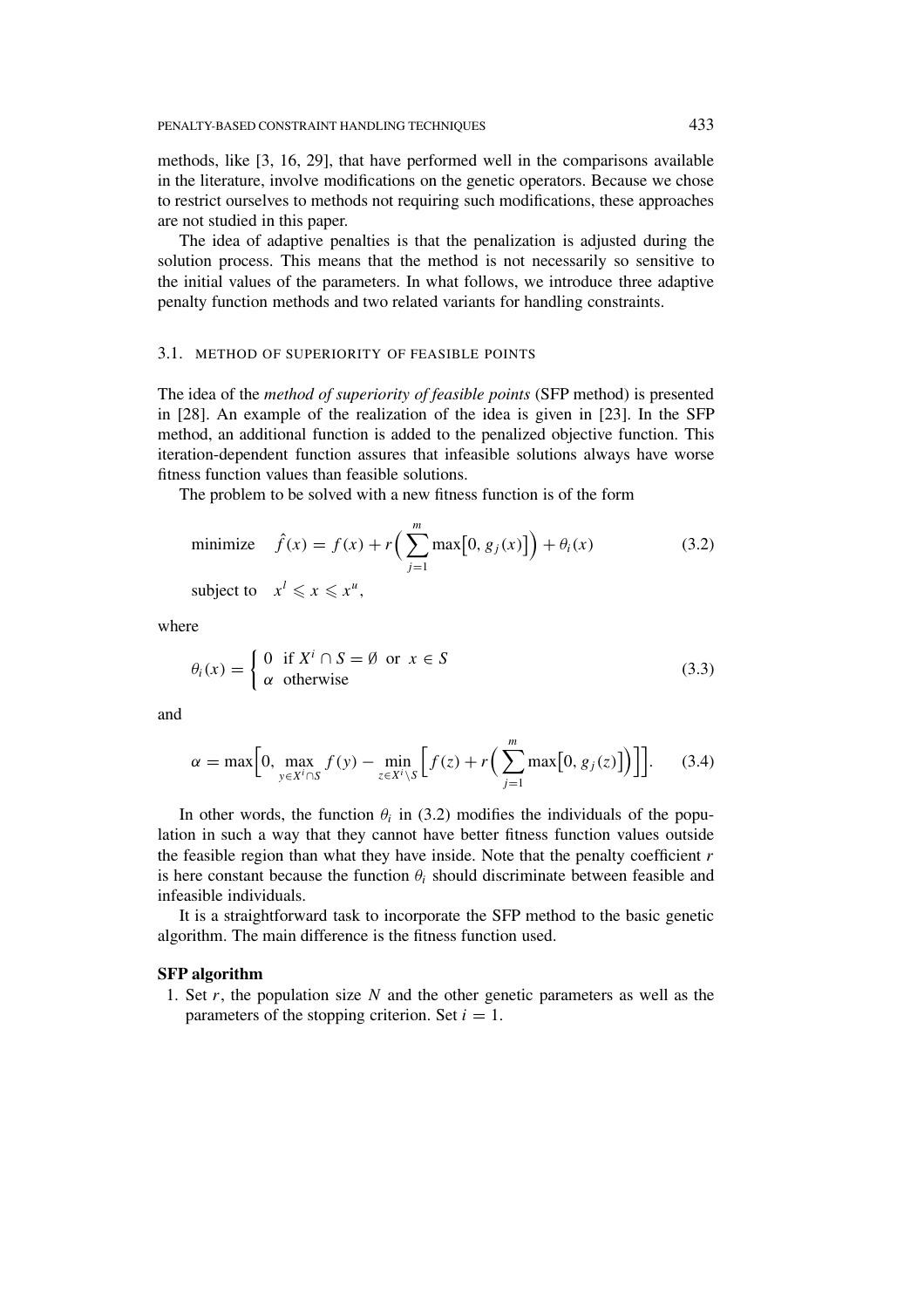methods, like [3, 16, 29], that have performed well in the comparisons available in the literature, involve modifications on the genetic operators. Because we chose to restrict ourselves to methods not requiring such modifications, these approaches are not studied in this paper.

The idea of adaptive penalties is that the penalization is adjusted during the solution process. This means that the method is not necessarily so sensitive to the initial values of the parameters. In what follows, we introduce three adaptive penalty function methods and two related variants for handling constraints.

### 3.1. METHOD OF SUPERIORITY OF FEASIBLE POINTS

The idea of the *method of superiority of feasible points* (SFP method) is presented in [28]. An example of the realization of the idea is given in [23]. In the SFP method, an additional function is added to the penalized objective function. This iteration-dependent function assures that infeasible solutions always have worse fitness function values than feasible solutions.

The problem to be solved with a new fitness function is of the form

$$\begin{aligned} \text{minimize} \quad & \hat{f}(x) = f(x) + r\Big(\sum_{j=1}^{m} \max\big[0, g_j(x)\big]\Big) + \theta_i(x) \\ \text{subject to} \quad & x^l \leqslant x \leqslant x^u, \end{aligned} \tag{3.2}$$

where

$$\theta_i(x) = \begin{cases} 0 & \text{if } X^i \cap S = \emptyset \text{ or } x \in S \\ \alpha & \text{otherwise} \end{cases} \tag{3.3}$$

and

$$\alpha = \max\Big[0, \max_{y \in X^i \cap S} f(y) - \min_{z \in X^i \setminus S} \Big[f(z) + r\Big(\sum_{j=1}^{m} \max\big[0, g_j(z)\big]\Big)\Big]\Big]. \tag{3.4}$$

In other words, the function $\theta_i$ in (3.2) modifies the individuals of the population in such a way that they cannot have better fitness function values outside the feasible region than what they have inside. Note that the penalty coefficient $r$ is here constant because the function $\theta_i$ should discriminate between feasible and infeasible individuals.

It is a straightforward task to incorporate the SFP method to the basic genetic algorithm. The main difference is the fitness function used.

**SFP algorithm**

1. Set $r$, the population size $N$ and the other genetic parameters as well as the parameters of the stopping criterion. Set $i = 1$.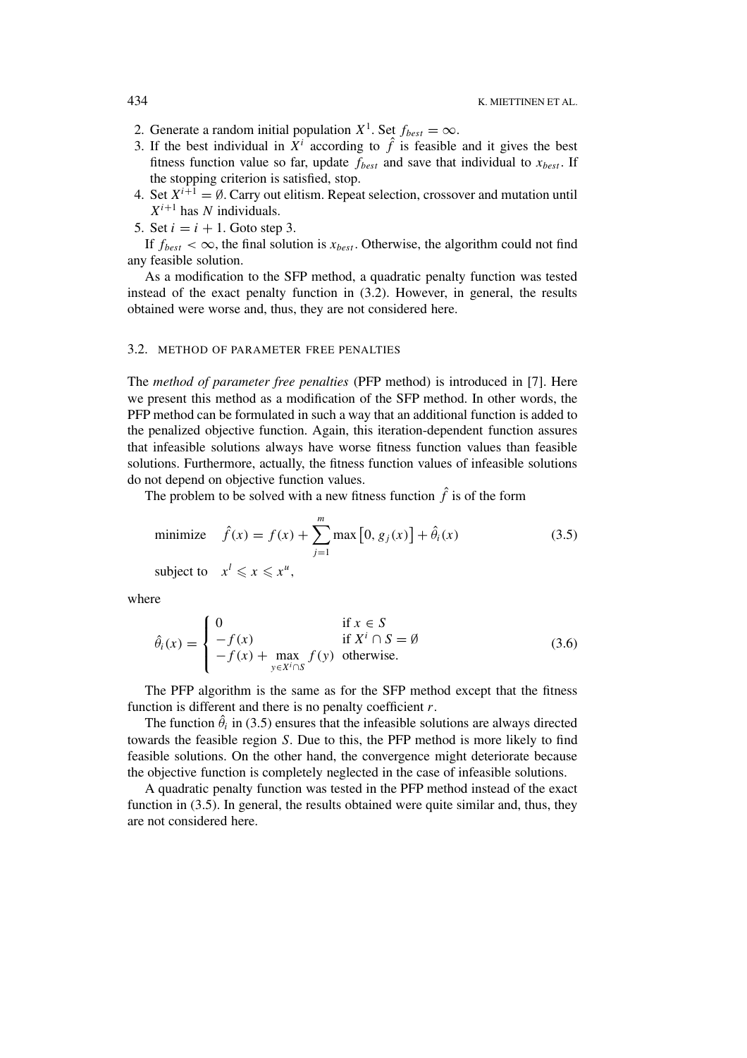2. Generate a random initial population $X^1$. Set $f_{best} = \infty$.
3. If the best individual in $X^i$ according to $\hat{f}$ is feasible and it gives the best fitness function value so far, update $f_{best}$ and save that individual to $x_{best}$. If the stopping criterion is satisfied, stop.
4. Set $X^{i+1} = \emptyset$. Carry out elitism. Repeat selection, crossover and mutation until $X^{i+1}$ has $N$ individuals.
5. Set $i = i + 1$. Goto step 3.

If $f_{best} < \infty$, the final solution is $x_{best}$. Otherwise, the algorithm could not find any feasible solution.

As a modification to the SFP method, a quadratic penalty function was tested instead of the exact penalty function in (3.2). However, in general, the results obtained were worse and, thus, they are not considered here.

### 3.2. METHOD OF PARAMETER FREE PENALTIES

The *method of parameter free penalties* (PFP method) is introduced in [7]. Here we present this method as a modification of the SFP method. In other words, the PFP method can be formulated in such a way that an additional function is added to the penalized objective function. Again, this iteration-dependent function assures that infeasible solutions always have worse fitness function values than feasible solutions. Furthermore, actually, the fitness function values of infeasible solutions do not depend on objective function values.

The problem to be solved with a new fitness function $\hat{f}$ is of the form

$$\begin{aligned} \text{minimize} \quad & \hat{f}(x) = f(x) + \sum_{j=1}^{m} \max\left[0, g_j(x)\right] + \hat{\theta}_i(x) \\ \text{subject to} \quad & x^l \leqslant x \leqslant x^u, \end{aligned} \tag{3.5}$$

where

$$\hat{\theta}_i(x) = \begin{cases} 0 & \text{if } x \in S \\ -f(x) & \text{if } X^i \cap S = \emptyset \\ -f(x) + \max\limits_{y \in X^i \cap S} f(y) & \text{otherwise.} \end{cases} \tag{3.6}$$

The PFP algorithm is the same as for the SFP method except that the fitness function is different and there is no penalty coefficient $r$.

The function $\hat{\theta}_i$ in (3.5) ensures that the infeasible solutions are always directed towards the feasible region $S$. Due to this, the PFP method is more likely to find feasible solutions. On the other hand, the convergence might deteriorate because the objective function is completely neglected in the case of infeasible solutions.

A quadratic penalty function was tested in the PFP method instead of the exact function in (3.5). In general, the results obtained were quite similar and, thus, they are not considered here.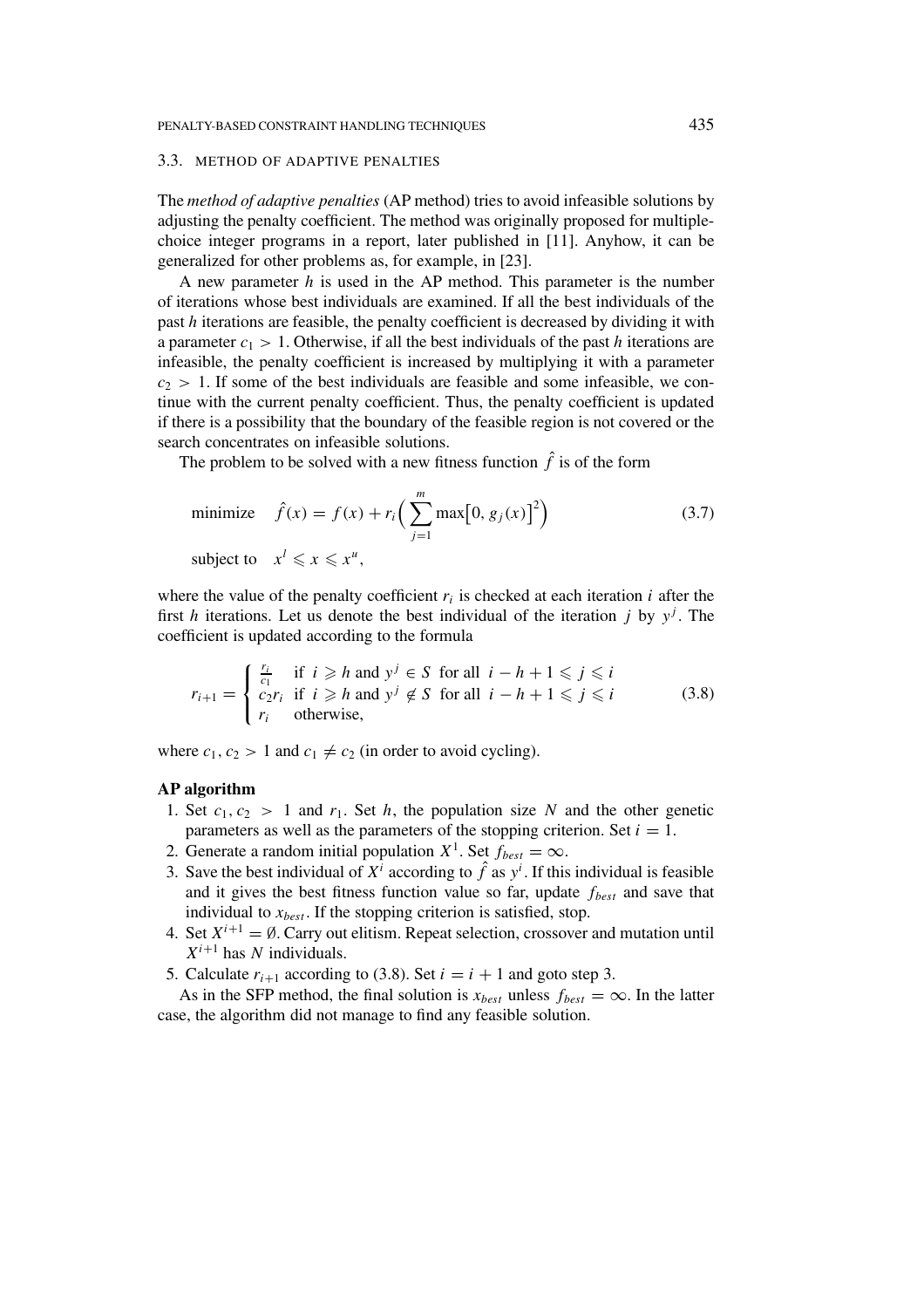### 3.3. METHOD OF ADAPTIVE PENALTIES

The *method of adaptive penalties* (AP method) tries to avoid infeasible solutions by adjusting the penalty coefficient. The method was originally proposed for multiple-choice integer programs in a report, later published in [11]. Anyhow, it can be generalized for other problems as, for example, in [23].

A new parameter $h$ is used in the AP method. This parameter is the number of iterations whose best individuals are examined. If all the best individuals of the past $h$ iterations are feasible, the penalty coefficient is decreased by dividing it with a parameter $c_1 > 1$. Otherwise, if all the best individuals of the past $h$ iterations are infeasible, the penalty coefficient is increased by multiplying it with a parameter $c_2 > 1$. If some of the best individuals are feasible and some infeasible, we continue with the current penalty coefficient. Thus, the penalty coefficient is updated if there is a possibility that the boundary of the feasible region is not covered or the search concentrates on infeasible solutions.

The problem to be solved with a new fitness function $\hat{f}$ is of the form

$$\begin{aligned} &\text{minimize} \quad \hat{f}(x) = f(x) + r_i\Big(\sum_{j=1}^{m} \max\big[0, g_j(x)\big]^2\Big) \\ &\text{subject to} \quad x^l \leqslant x \leqslant x^u, \end{aligned} \tag{3.7}$$

where the value of the penalty coefficient $r_i$ is checked at each iteration $i$ after the first $h$ iterations. Let us denote the best individual of the iteration $j$ by $y^j$. The coefficient is updated according to the formula

$$r_{i+1} = \begin{cases} \frac{r_i}{c_1} & \text{if } i \geqslant h \text{ and } y^j \in S \text{ for all } i-h+1 \leqslant j \leqslant i \\ c_2 r_i & \text{if } i \geqslant h \text{ and } y^j \notin S \text{ for all } i-h+1 \leqslant j \leqslant i \\ r_i & \text{otherwise,} \end{cases} \tag{3.8}$$

where $c_1, c_2 > 1$ and $c_1 \neq c_2$ (in order to avoid cycling).

**AP algorithm**

1. Set $c_1, c_2 > 1$ and $r_1$. Set $h$, the population size $N$ and the other genetic parameters as well as the parameters of the stopping criterion. Set $i = 1$.
2. Generate a random initial population $X^1$. Set $f_{best} = \infty$.
3. Save the best individual of $X^i$ according to $\hat{f}$ as $y^i$. If this individual is feasible and it gives the best fitness function value so far, update $f_{best}$ and save that individual to $x_{best}$. If the stopping criterion is satisfied, stop.
4. Set $X^{i+1} = \emptyset$. Carry out elitism. Repeat selection, crossover and mutation until $X^{i+1}$ has $N$ individuals.
5. Calculate $r_{i+1}$ according to (3.8). Set $i = i + 1$ and goto step 3.

As in the SFP method, the final solution is $x_{best}$ unless $f_{best} = \infty$. In the latter case, the algorithm did not manage to find any feasible solution.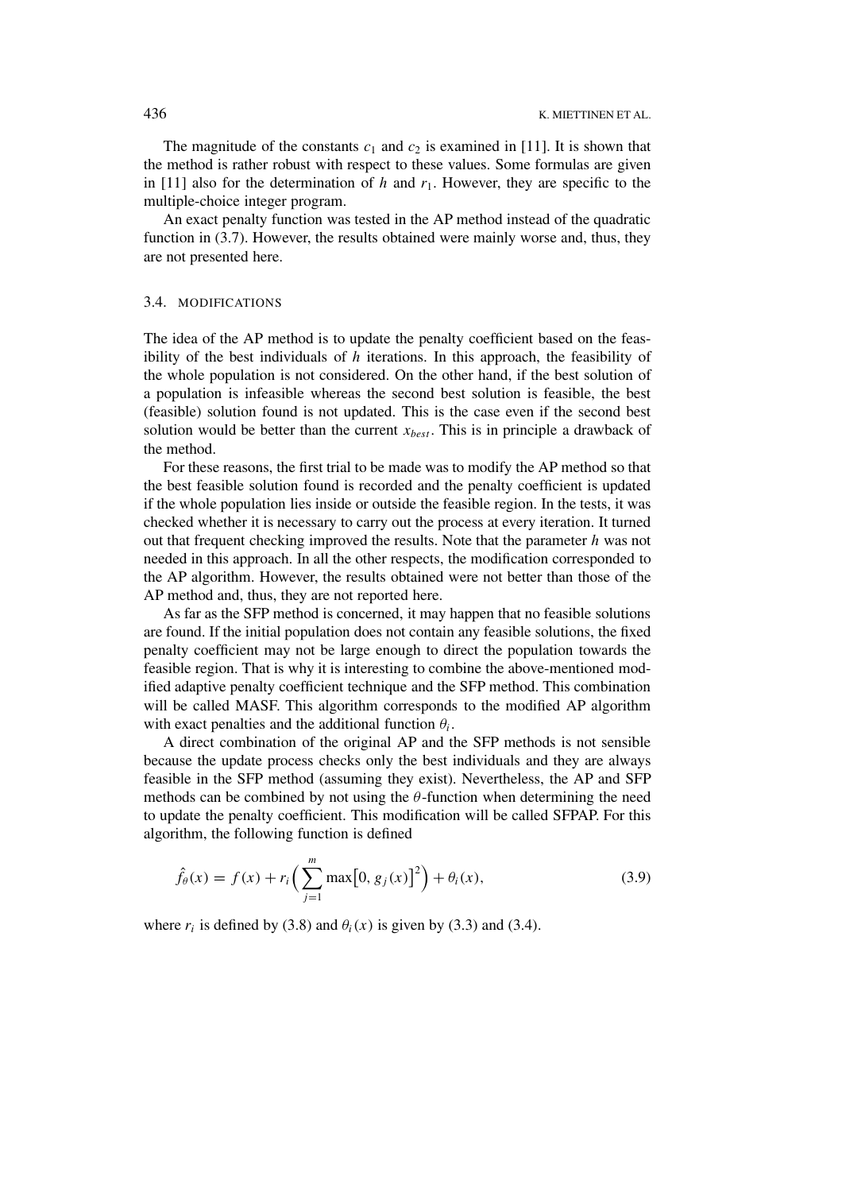The magnitude of the constants $c_1$ and $c_2$ is examined in [11]. It is shown that the method is rather robust with respect to these values. Some formulas are given in [11] also for the determination of $h$ and $r_1$. However, they are specific to the multiple-choice integer program.

An exact penalty function was tested in the AP method instead of the quadratic function in (3.7). However, the results obtained were mainly worse and, thus, they are not presented here.

### 3.4. MODIFICATIONS

The idea of the AP method is to update the penalty coefficient based on the feasibility of the best individuals of $h$ iterations. In this approach, the feasibility of the whole population is not considered. On the other hand, if the best solution of a population is infeasible whereas the second best solution is feasible, the best (feasible) solution found is not updated. This is the case even if the second best solution would be better than the current $x_{best}$. This is in principle a drawback of the method.

For these reasons, the first trial to be made was to modify the AP method so that the best feasible solution found is recorded and the penalty coefficient is updated if the whole population lies inside or outside the feasible region. In the tests, it was checked whether it is necessary to carry out the process at every iteration. It turned out that frequent checking improved the results. Note that the parameter $h$ was not needed in this approach. In all the other respects, the modification corresponded to the AP algorithm. However, the results obtained were not better than those of the AP method and, thus, they are not reported here.

As far as the SFP method is concerned, it may happen that no feasible solutions are found. If the initial population does not contain any feasible solutions, the fixed penalty coefficient may not be large enough to direct the population towards the feasible region. That is why it is interesting to combine the above-mentioned modified adaptive penalty coefficient technique and the SFP method. This combination will be called MASF. This algorithm corresponds to the modified AP algorithm with exact penalties and the additional function $\theta_i$.

A direct combination of the original AP and the SFP methods is not sensible because the update process checks only the best individuals and they are always feasible in the SFP method (assuming they exist). Nevertheless, the AP and SFP methods can be combined by not using the $\theta$-function when determining the need to update the penalty coefficient. This modification will be called SFPAP. For this algorithm, the following function is defined

$$\hat{f}_\theta(x) = f(x) + r_i\Big(\sum_{j=1}^{m} \max\big[0, g_j(x)\big]^2\Big) + \theta_i(x), \tag{3.9}$$

where $r_i$ is defined by (3.8) and $\theta_i(x)$ is given by (3.3) and (3.4).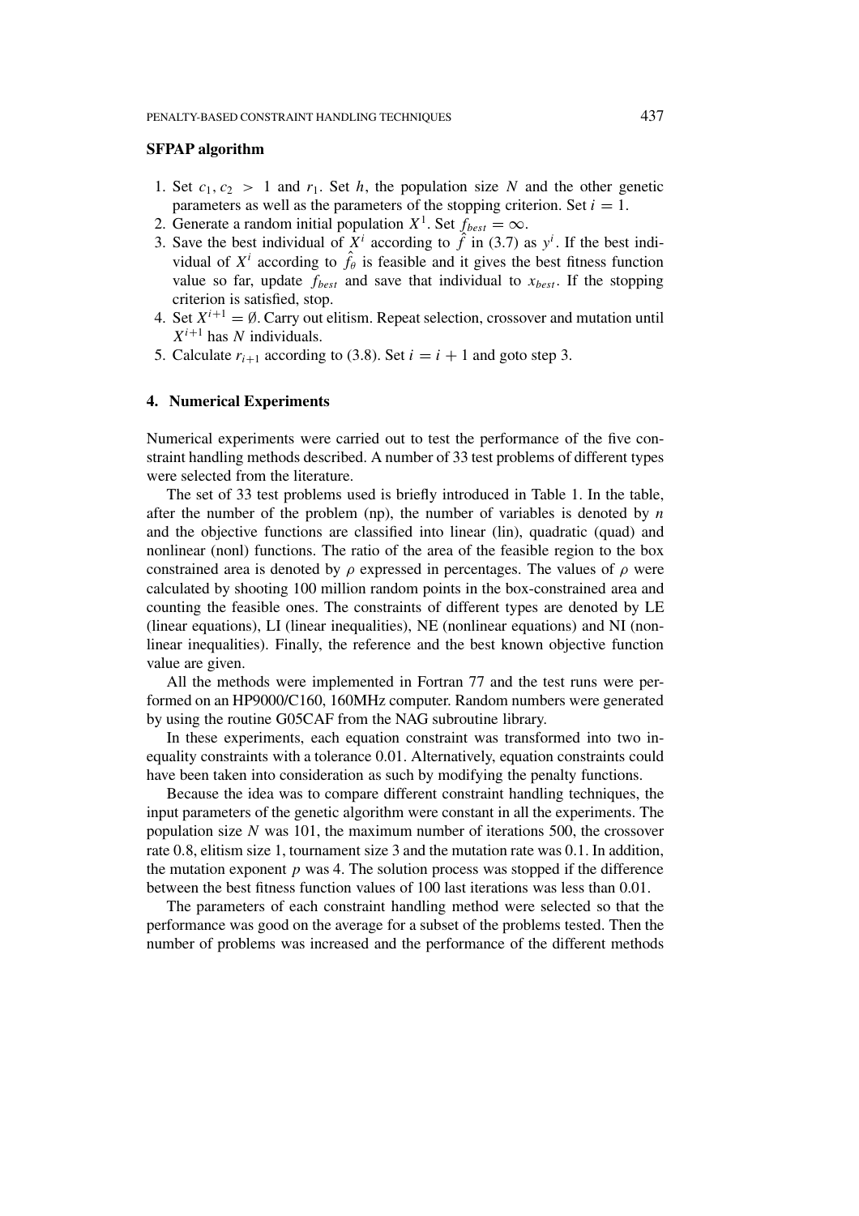**SFPAP algorithm**

1. Set $c_1, c_2 > 1$ and $r_1$. Set $h$, the population size $N$ and the other genetic parameters as well as the parameters of the stopping criterion. Set $i = 1$.
2. Generate a random initial population $X^1$. Set $f_{best} = \infty$.
3. Save the best individual of $X^i$ according to $\hat{f}$ in (3.7) as $y^i$. If the best individual of $X^i$ according to $\hat{f}_\theta$ is feasible and it gives the best fitness function value so far, update $f_{best}$ and save that individual to $x_{best}$. If the stopping criterion is satisfied, stop.
4. Set $X^{i+1} = \emptyset$. Carry out elitism. Repeat selection, crossover and mutation until $X^{i+1}$ has $N$ individuals.
5. Calculate $r_{i+1}$ according to (3.8). Set $i = i + 1$ and goto step 3.

## 4. Numerical Experiments

Numerical experiments were carried out to test the performance of the five constraint handling methods described. A number of 33 test problems of different types were selected from the literature.

The set of 33 test problems used is briefly introduced in Table 1. In the table, after the number of the problem (np), the number of variables is denoted by $n$ and the objective functions are classified into linear (lin), quadratic (quad) and nonlinear (nonl) functions. The ratio of the area of the feasible region to the box constrained area is denoted by $\rho$ expressed in percentages. The values of $\rho$ were calculated by shooting 100 million random points in the box-constrained area and counting the feasible ones. The constraints of different types are denoted by LE (linear equations), LI (linear inequalities), NE (nonlinear equations) and NI (nonlinear inequalities). Finally, the reference and the best known objective function value are given.

All the methods were implemented in Fortran 77 and the test runs were performed on an HP9000/C160, 160MHz computer. Random numbers were generated by using the routine G05CAF from the NAG subroutine library.

In these experiments, each equation constraint was transformed into two inequality constraints with a tolerance 0.01. Alternatively, equation constraints could have been taken into consideration as such by modifying the penalty functions.

Because the idea was to compare different constraint handling techniques, the input parameters of the genetic algorithm were constant in all the experiments. The population size $N$ was 101, the maximum number of iterations 500, the crossover rate 0.8, elitism size 1, tournament size 3 and the mutation rate was 0.1. In addition, the mutation exponent $p$ was 4. The solution process was stopped if the difference between the best fitness function values of 100 last iterations was less than 0.01.

The parameters of each constraint handling method were selected so that the performance was good on the average for a subset of the problems tested. Then the number of problems was increased and the performance of the different methods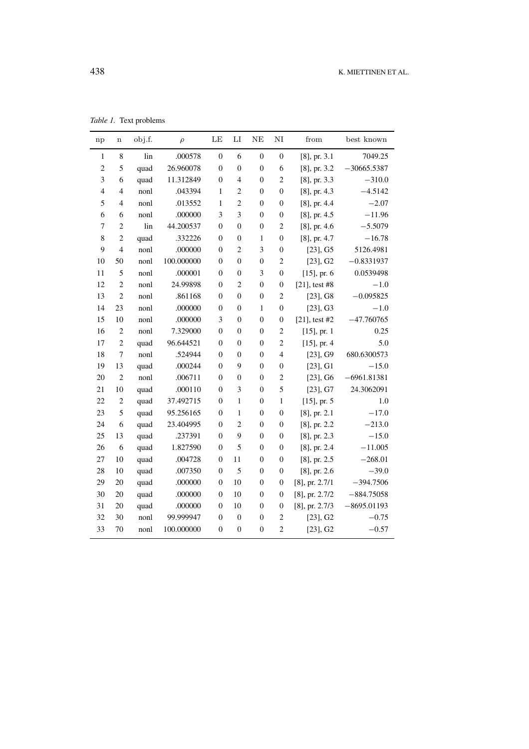*Table 1.* Text problems

| np | n | obj.f. | $\rho$ | LE | LI | NE | NI | from | best known |
|---|---|---|---|---|---|---|---|---|---|
| 1 | 8 | lin | .000578 | 0 | 6 | 0 | 0 | [8], pr. 3.1 | 7049.25 |
| 2 | 5 | quad | 26.960078 | 0 | 0 | 0 | 6 | [8], pr. 3.2 | $-30665.5387$ |
| 3 | 6 | quad | 11.312849 | 0 | 4 | 0 | 2 | [8], pr. 3.3 | $-310.0$ |
| 4 | 4 | nonl | .043394 | 1 | 2 | 0 | 0 | [8], pr. 4.3 | $-4.5142$ |
| 5 | 4 | nonl | .013552 | 1 | 2 | 0 | 0 | [8], pr. 4.4 | $-2.07$ |
| 6 | 6 | nonl | .000000 | 3 | 3 | 0 | 0 | [8], pr. 4.5 | $-11.96$ |
| 7 | 2 | lin | 44.200537 | 0 | 0 | 0 | 2 | [8], pr. 4.6 | $-5.5079$ |
| 8 | 2 | quad | .332226 | 0 | 0 | 1 | 0 | [8], pr. 4.7 | $-16.78$ |
| 9 | 4 | nonl | .000000 | 0 | 2 | 3 | 0 | [23], G5 | 5126.4981 |
| 10 | 50 | nonl | 100.000000 | 0 | 0 | 0 | 2 | [23], G2 | $-0.8331937$ |
| 11 | 5 | nonl | .000001 | 0 | 0 | 3 | 0 | [15], pr. 6 | 0.0539498 |
| 12 | 2 | nonl | 24.99898 | 0 | 2 | 0 | 0 | [21], test #8 | $-1.0$ |
| 13 | 2 | nonl | .861168 | 0 | 0 | 0 | 2 | [23], G8 | $-0.095825$ |
| 14 | 23 | nonl | .000000 | 0 | 0 | 1 | 0 | [23], G3 | $-1.0$ |
| 15 | 10 | nonl | .000000 | 3 | 0 | 0 | 0 | [21], test #2 | $-47.760765$ |
| 16 | 2 | nonl | 7.329000 | 0 | 0 | 0 | 2 | [15], pr. 1 | 0.25 |
| 17 | 2 | quad | 96.644521 | 0 | 0 | 0 | 2 | [15], pr. 4 | 5.0 |
| 18 | 7 | nonl | .524944 | 0 | 0 | 0 | 4 | [23], G9 | 680.6300573 |
| 19 | 13 | quad | .000244 | 0 | 9 | 0 | 0 | [23], G1 | $-15.0$ |
| 20 | 2 | nonl | .006711 | 0 | 0 | 0 | 2 | [23], G6 | $-6961.81381$ |
| 21 | 10 | quad | .000110 | 0 | 3 | 0 | 5 | [23], G7 | 24.3062091 |
| 22 | 2 | quad | 37.492715 | 0 | 1 | 0 | 1 | [15], pr. 5 | 1.0 |
| 23 | 5 | quad | 95.256165 | 0 | 1 | 0 | 0 | [8], pr. 2.1 | $-17.0$ |
| 24 | 6 | quad | 23.404995 | 0 | 2 | 0 | 0 | [8], pr. 2.2 | $-213.0$ |
| 25 | 13 | quad | .237391 | 0 | 9 | 0 | 0 | [8], pr. 2.3 | $-15.0$ |
| 26 | 6 | quad | 1.827590 | 0 | 5 | 0 | 0 | [8], pr. 2.4 | $-11.005$ |
| 27 | 10 | quad | .004728 | 0 | 11 | 0 | 0 | [8], pr. 2.5 | $-268.01$ |
| 28 | 10 | quad | .007350 | 0 | 5 | 0 | 0 | [8], pr. 2.6 | $-39.0$ |
| 29 | 20 | quad | .000000 | 0 | 10 | 0 | 0 | [8], pr. 2.7/1 | $-394.7506$ |
| 30 | 20 | quad | .000000 | 0 | 10 | 0 | 0 | [8], pr. 2.7/2 | $-884.75058$ |
| 31 | 20 | quad | .000000 | 0 | 10 | 0 | 0 | [8], pr. 2.7/3 | $-8695.01193$ |
| 32 | 30 | nonl | 99.999947 | 0 | 0 | 0 | 2 | [23], G2 | $-0.75$ |
| 33 | 70 | nonl | 100.000000 | 0 | 0 | 0 | 2 | [23], G2 | $-0.57$ |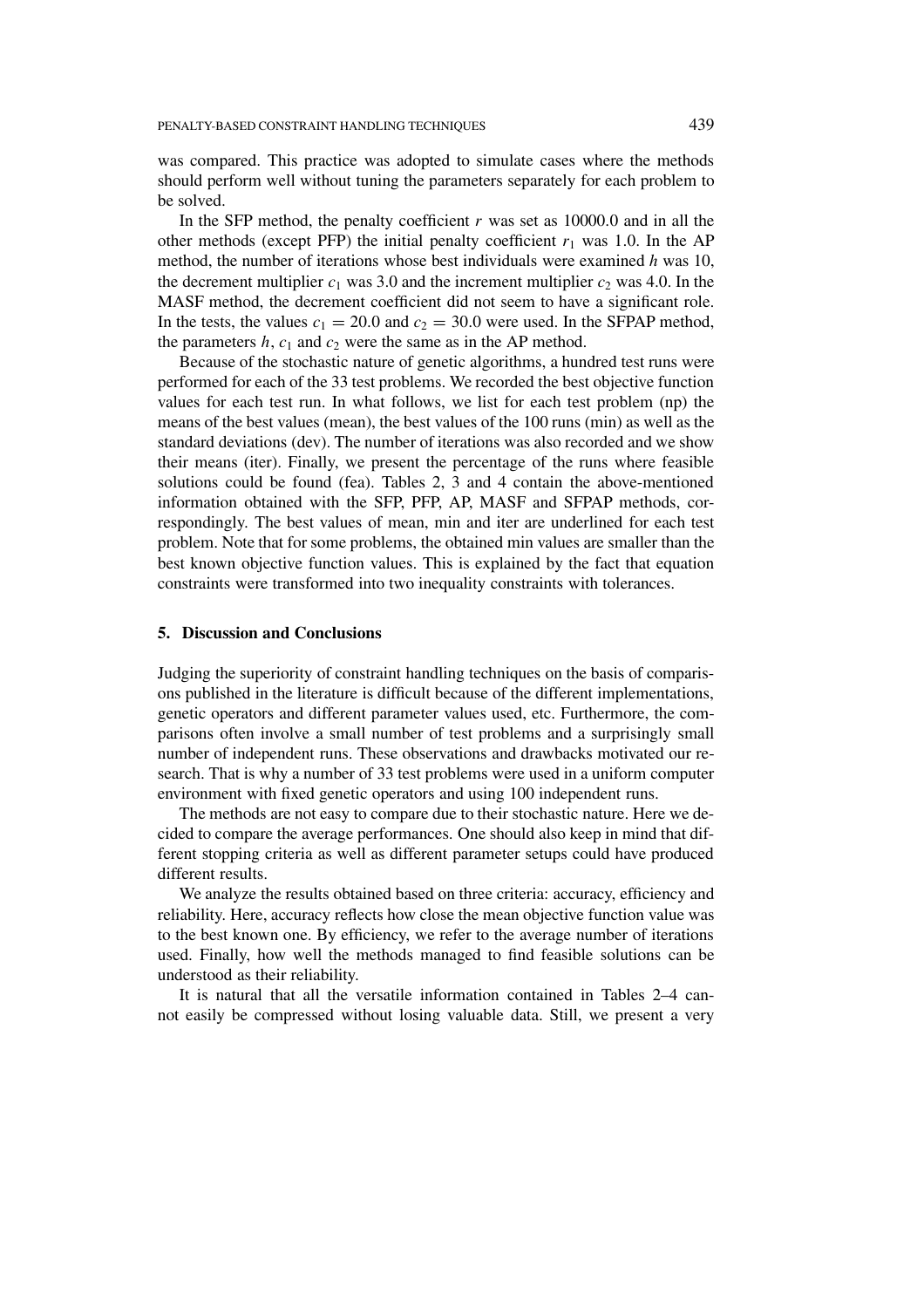was compared. This practice was adopted to simulate cases where the methods should perform well without tuning the parameters separately for each problem to be solved.

In the SFP method, the penalty coefficient $r$ was set as 10000.0 and in all the other methods (except PFP) the initial penalty coefficient $r_1$ was 1.0. In the AP method, the number of iterations whose best individuals were examined $h$ was 10, the decrement multiplier $c_1$ was 3.0 and the increment multiplier $c_2$ was 4.0. In the MASF method, the decrement coefficient did not seem to have a significant role. In the tests, the values $c_1 = 20.0$ and $c_2 = 30.0$ were used. In the SFPAP method, the parameters $h$, $c_1$ and $c_2$ were the same as in the AP method.

Because of the stochastic nature of genetic algorithms, a hundred test runs were performed for each of the 33 test problems. We recorded the best objective function values for each test run. In what follows, we list for each test problem (np) the means of the best values (mean), the best values of the 100 runs (min) as well as the standard deviations (dev). The number of iterations was also recorded and we show their means (iter). Finally, we present the percentage of the runs where feasible solutions could be found (fea). Tables 2, 3 and 4 contain the above-mentioned information obtained with the SFP, PFP, AP, MASF and SFPAP methods, correspondingly. The best values of mean, min and iter are underlined for each test problem. Note that for some problems, the obtained min values are smaller than the best known objective function values. This is explained by the fact that equation constraints were transformed into two inequality constraints with tolerances.

## 5. Discussion and Conclusions

Judging the superiority of constraint handling techniques on the basis of comparisons published in the literature is difficult because of the different implementations, genetic operators and different parameter values used, etc. Furthermore, the comparisons often involve a small number of test problems and a surprisingly small number of independent runs. These observations and drawbacks motivated our research. That is why a number of 33 test problems were used in a uniform computer environment with fixed genetic operators and using 100 independent runs.

The methods are not easy to compare due to their stochastic nature. Here we decided to compare the average performances. One should also keep in mind that different stopping criteria as well as different parameter setups could have produced different results.

We analyze the results obtained based on three criteria: accuracy, efficiency and reliability. Here, accuracy reflects how close the mean objective function value was to the best known one. By efficiency, we refer to the average number of iterations used. Finally, how well the methods managed to find feasible solutions can be understood as their reliability.

It is natural that all the versatile information contained in Tables 2–4 cannot easily be compressed without losing valuable data. Still, we present a very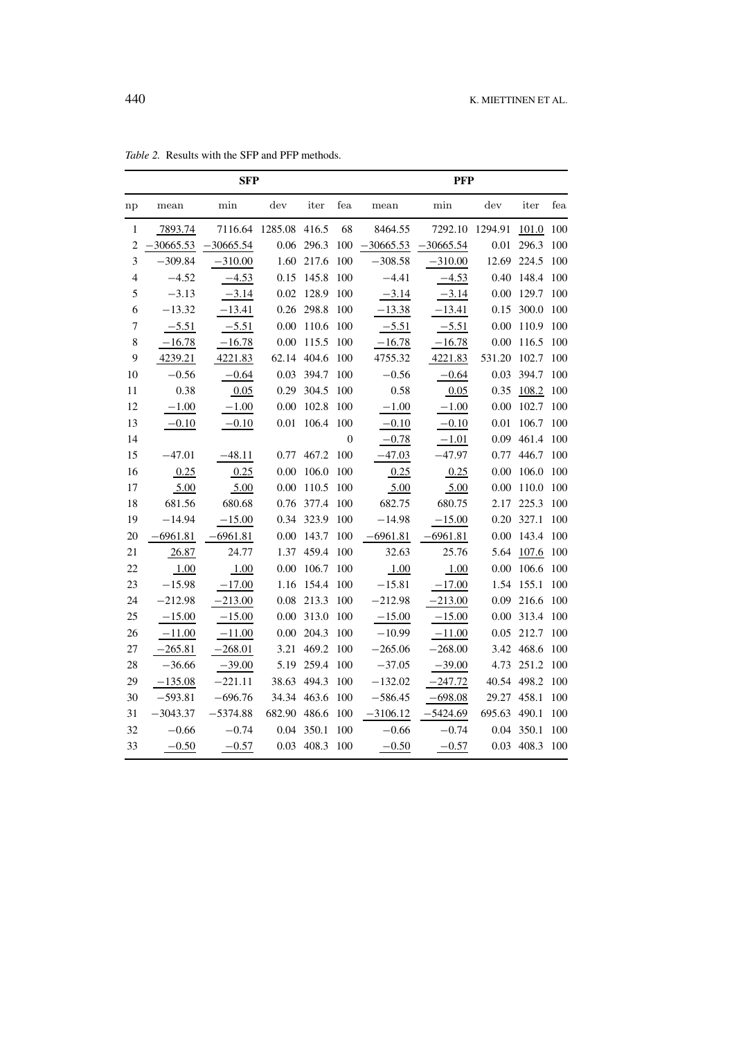*Table 2.* Results with the SFP and PFP methods.

| | SFP | | | | | PFP | | | | |
|---|---|---|---|---|---|---|---|---|---|---|
| np | mean | min | dev | iter | fea | mean | min | dev | iter | fea |
| 1 | 7893.74 | 7116.64 | 1285.08 | 416.5 | 68 | 8464.55 | 7292.10 | 1294.91 | 101.0 | 100 |
| 2 | −30665.53 | −30665.54 | 0.06 | 296.3 | 100 | −30665.53 | −30665.54 | 0.01 | 296.3 | 100 |
| 3 | −309.84 | −310.00 | 1.60 | 217.6 | 100 | −308.58 | −310.00 | 12.69 | 224.5 | 100 |
| 4 | −4.52 | −4.53 | 0.15 | 145.8 | 100 | −4.41 | −4.53 | 0.40 | 148.4 | 100 |
| 5 | −3.13 | −3.14 | 0.02 | 128.9 | 100 | −3.14 | −3.14 | 0.00 | 129.7 | 100 |
| 6 | −13.32 | −13.41 | 0.26 | 298.8 | 100 | −13.38 | −13.41 | 0.15 | 300.0 | 100 |
| 7 | −5.51 | −5.51 | 0.00 | 110.6 | 100 | −5.51 | −5.51 | 0.00 | 110.9 | 100 |
| 8 | −16.78 | −16.78 | 0.00 | 115.5 | 100 | −16.78 | −16.78 | 0.00 | 116.5 | 100 |
| 9 | 4239.21 | 4221.83 | 62.14 | 404.6 | 100 | 4755.32 | 4221.83 | 531.20 | 102.7 | 100 |
| 10 | −0.56 | −0.64 | 0.03 | 394.7 | 100 | −0.56 | −0.64 | 0.03 | 394.7 | 100 |
| 11 | 0.38 | 0.05 | 0.29 | 304.5 | 100 | 0.58 | 0.05 | 0.35 | 108.2 | 100 |
| 12 | −1.00 | −1.00 | 0.00 | 102.8 | 100 | −1.00 | −1.00 | 0.00 | 102.7 | 100 |
| 13 | −0.10 | −0.10 | 0.01 | 106.4 | 100 | −0.10 | −0.10 | 0.01 | 106.7 | 100 |
| 14 | | | | | 0 | −0.78 | −1.01 | 0.09 | 461.4 | 100 |
| 15 | −47.01 | −48.11 | 0.77 | 467.2 | 100 | −47.03 | −47.97 | 0.77 | 446.7 | 100 |
| 16 | 0.25 | 0.25 | 0.00 | 106.0 | 100 | 0.25 | 0.25 | 0.00 | 106.0 | 100 |
| 17 | 5.00 | 5.00 | 0.00 | 110.5 | 100 | 5.00 | 5.00 | 0.00 | 110.0 | 100 |
| 18 | 681.56 | 680.68 | 0.76 | 377.4 | 100 | 682.75 | 680.75 | 2.17 | 225.3 | 100 |
| 19 | −14.94 | −15.00 | 0.34 | 323.9 | 100 | −14.98 | −15.00 | 0.20 | 327.1 | 100 |
| 20 | −6961.81 | −6961.81 | 0.00 | 143.7 | 100 | −6961.81 | −6961.81 | 0.00 | 143.4 | 100 |
| 21 | 26.87 | 24.77 | 1.37 | 459.4 | 100 | 32.63 | 25.76 | 5.64 | 107.6 | 100 |
| 22 | 1.00 | 1.00 | 0.00 | 106.7 | 100 | 1.00 | 1.00 | 0.00 | 106.6 | 100 |
| 23 | −15.98 | −17.00 | 1.16 | 154.4 | 100 | −15.81 | −17.00 | 1.54 | 155.1 | 100 |
| 24 | −212.98 | −213.00 | 0.08 | 213.3 | 100 | −212.98 | −213.00 | 0.09 | 216.6 | 100 |
| 25 | −15.00 | −15.00 | 0.00 | 313.0 | 100 | −15.00 | −15.00 | 0.00 | 313.4 | 100 |
| 26 | −11.00 | −11.00 | 0.00 | 204.3 | 100 | −10.99 | −11.00 | 0.05 | 212.7 | 100 |
| 27 | −265.81 | −268.01 | 3.21 | 469.2 | 100 | −265.06 | −268.00 | 3.42 | 468.6 | 100 |
| 28 | −36.66 | −39.00 | 5.19 | 259.4 | 100 | −37.05 | −39.00 | 4.73 | 251.2 | 100 |
| 29 | −135.08 | −221.11 | 38.63 | 494.3 | 100 | −132.02 | −247.72 | 40.54 | 498.2 | 100 |
| 30 | −593.81 | −696.76 | 34.34 | 463.6 | 100 | −586.45 | −698.08 | 29.27 | 458.1 | 100 |
| 31 | −3043.37 | −5374.88 | 682.90 | 486.6 | 100 | −3106.12 | −5424.69 | 695.63 | 490.1 | 100 |
| 32 | −0.66 | −0.74 | 0.04 | 350.1 | 100 | −0.66 | −0.74 | 0.04 | 350.1 | 100 |
| 33 | −0.50 | −0.57 | 0.03 | 408.3 | 100 | −0.50 | −0.57 | 0.03 | 408.3 | 100 |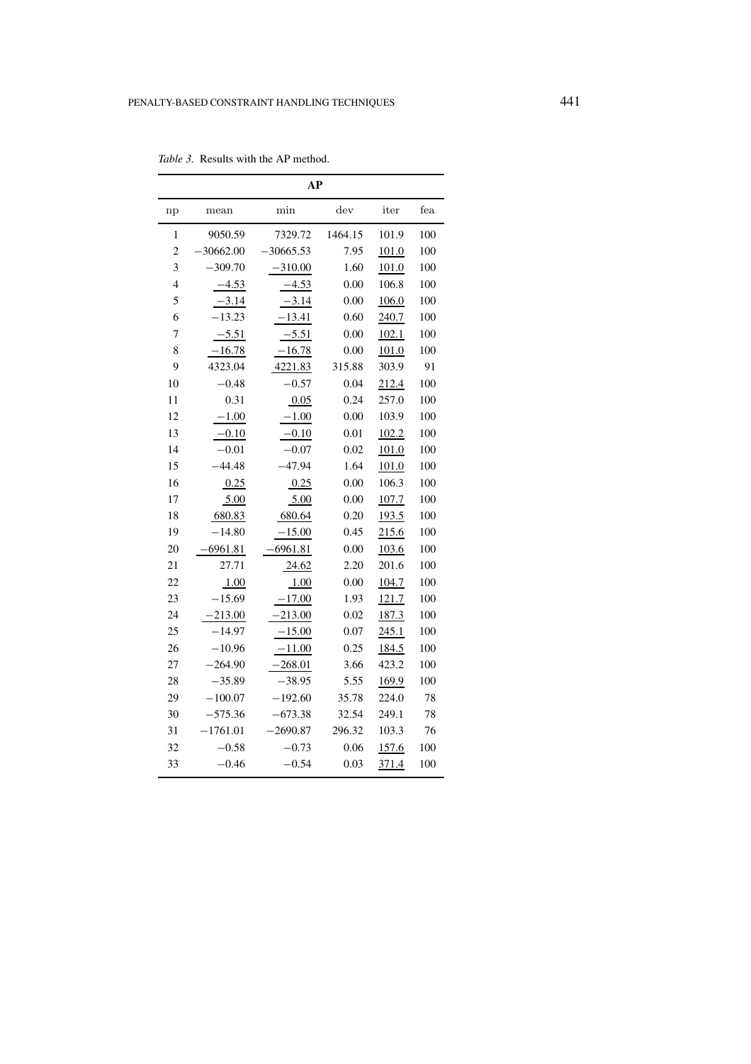*Table 3.* Results with the AP method.

| AP | | | | | |
|---|---|---|---|---|---|
| np | mean | min | dev | iter | fea |
| 1 | 9050.59 | 7329.72 | 1464.15 | 101.9 | 100 |
| 2 | −30662.00 | −30665.53 | 7.95 | 101.0 | 100 |
| 3 | −309.70 | −310.00 | 1.60 | 101.0 | 100 |
| 4 | −4.53 | −4.53 | 0.00 | 106.8 | 100 |
| 5 | −3.14 | −3.14 | 0.00 | 106.0 | 100 |
| 6 | −13.23 | −13.41 | 0.60 | 240.7 | 100 |
| 7 | −5.51 | −5.51 | 0.00 | 102.1 | 100 |
| 8 | −16.78 | −16.78 | 0.00 | 101.0 | 100 |
| 9 | 4323.04 | 4221.83 | 315.88 | 303.9 | 91 |
| 10 | −0.48 | −0.57 | 0.04 | 212.4 | 100 |
| 11 | 0.31 | 0.05 | 0.24 | 257.0 | 100 |
| 12 | −1.00 | −1.00 | 0.00 | 103.9 | 100 |
| 13 | −0.10 | −0.10 | 0.01 | 102.2 | 100 |
| 14 | −0.01 | −0.07 | 0.02 | 101.0 | 100 |
| 15 | −44.48 | −47.94 | 1.64 | 101.0 | 100 |
| 16 | 0.25 | 0.25 | 0.00 | 106.3 | 100 |
| 17 | 5.00 | 5.00 | 0.00 | 107.7 | 100 |
| 18 | 680.83 | 680.64 | 0.20 | 193.5 | 100 |
| 19 | −14.80 | −15.00 | 0.45 | 215.6 | 100 |
| 20 | −6961.81 | −6961.81 | 0.00 | 103.6 | 100 |
| 21 | 27.71 | 24.62 | 2.20 | 201.6 | 100 |
| 22 | 1.00 | 1.00 | 0.00 | 104.7 | 100 |
| 23 | −15.69 | −17.00 | 1.93 | 121.7 | 100 |
| 24 | −213.00 | −213.00 | 0.02 | 187.3 | 100 |
| 25 | −14.97 | −15.00 | 0.07 | 245.1 | 100 |
| 26 | −10.96 | −11.00 | 0.25 | 184.5 | 100 |
| 27 | −264.90 | −268.01 | 3.66 | 423.2 | 100 |
| 28 | −35.89 | −38.95 | 5.55 | 169.9 | 100 |
| 29 | −100.07 | −192.60 | 35.78 | 224.0 | 78 |
| 30 | −575.36 | −673.38 | 32.54 | 249.1 | 78 |
| 31 | −1761.01 | −2690.87 | 296.32 | 103.3 | 76 |
| 32 | −0.58 | −0.73 | 0.06 | 157.6 | 100 |
| 33 | −0.46 | −0.54 | 0.03 | 371.4 | 100 |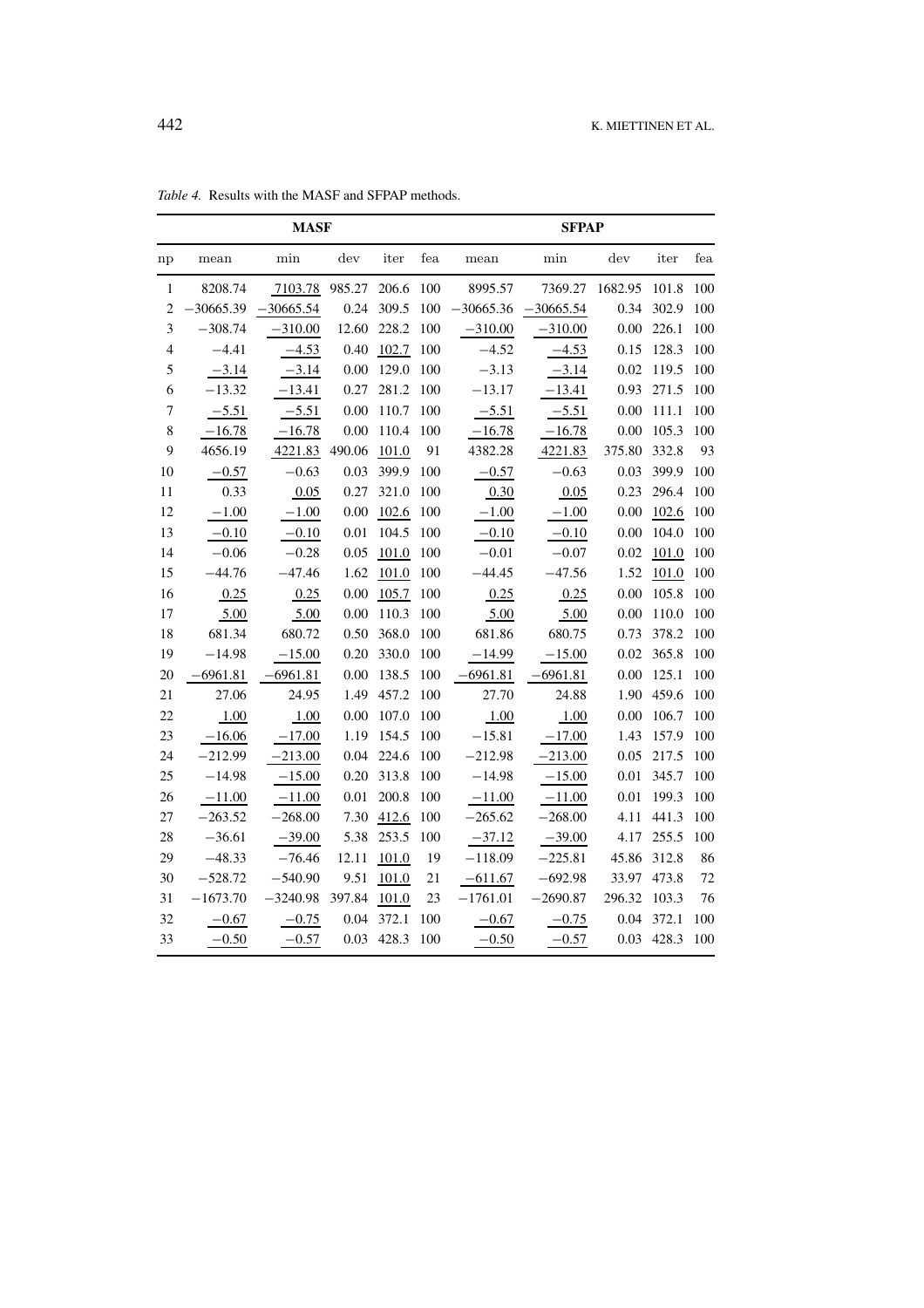*Table 4.* Results with the MASF and SFPAP methods.

| | **MASF** | | | | | **SFPAP** | | | | |
|---|---|---|---|---|---|---|---|---|---|---|
| np | mean | min | dev | iter | fea | mean | min | dev | iter | fea |
| 1 | 8208.74 | 7103.78 | 985.27 | 206.6 | 100 | 8995.57 | 7369.27 | 1682.95 | 101.8 | 100 |
| 2 | −30665.39 | −30665.54 | 0.24 | 309.5 | 100 | −30665.36 | −30665.54 | 0.34 | 302.9 | 100 |
| 3 | −308.74 | −310.00 | 12.60 | 228.2 | 100 | −310.00 | −310.00 | 0.00 | 226.1 | 100 |
| 4 | −4.41 | −4.53 | 0.40 | 102.7 | 100 | −4.52 | −4.53 | 0.15 | 128.3 | 100 |
| 5 | −3.14 | −3.14 | 0.00 | 129.0 | 100 | −3.13 | −3.14 | 0.02 | 119.5 | 100 |
| 6 | −13.32 | −13.41 | 0.27 | 281.2 | 100 | −13.17 | −13.41 | 0.93 | 271.5 | 100 |
| 7 | −5.51 | −5.51 | 0.00 | 110.7 | 100 | −5.51 | −5.51 | 0.00 | 111.1 | 100 |
| 8 | −16.78 | −16.78 | 0.00 | 110.4 | 100 | −16.78 | −16.78 | 0.00 | 105.3 | 100 |
| 9 | 4656.19 | 4221.83 | 490.06 | 101.0 | 91 | 4382.28 | 4221.83 | 375.80 | 332.8 | 93 |
| 10 | −0.57 | −0.63 | 0.03 | 399.9 | 100 | −0.57 | −0.63 | 0.03 | 399.9 | 100 |
| 11 | 0.33 | 0.05 | 0.27 | 321.0 | 100 | 0.30 | 0.05 | 0.23 | 296.4 | 100 |
| 12 | −1.00 | −1.00 | 0.00 | 102.6 | 100 | −1.00 | −1.00 | 0.00 | 102.6 | 100 |
| 13 | −0.10 | −0.10 | 0.01 | 104.5 | 100 | −0.10 | −0.10 | 0.00 | 104.0 | 100 |
| 14 | −0.06 | −0.28 | 0.05 | 101.0 | 100 | −0.01 | −0.07 | 0.02 | 101.0 | 100 |
| 15 | −44.76 | −47.46 | 1.62 | 101.0 | 100 | −44.45 | −47.56 | 1.52 | 101.0 | 100 |
| 16 | 0.25 | 0.25 | 0.00 | 105.7 | 100 | 0.25 | 0.25 | 0.00 | 105.8 | 100 |
| 17 | 5.00 | 5.00 | 0.00 | 110.3 | 100 | 5.00 | 5.00 | 0.00 | 110.0 | 100 |
| 18 | 681.34 | 680.72 | 0.50 | 368.0 | 100 | 681.86 | 680.75 | 0.73 | 378.2 | 100 |
| 19 | −14.98 | −15.00 | 0.20 | 330.0 | 100 | −14.99 | −15.00 | 0.02 | 365.8 | 100 |
| 20 | −6961.81 | −6961.81 | 0.00 | 138.5 | 100 | −6961.81 | −6961.81 | 0.00 | 125.1 | 100 |
| 21 | 27.06 | 24.95 | 1.49 | 457.2 | 100 | 27.70 | 24.88 | 1.90 | 459.6 | 100 |
| 22 | 1.00 | 1.00 | 0.00 | 107.0 | 100 | 1.00 | 1.00 | 0.00 | 106.7 | 100 |
| 23 | −16.06 | −17.00 | 1.19 | 154.5 | 100 | −15.81 | −17.00 | 1.43 | 157.9 | 100 |
| 24 | −212.99 | −213.00 | 0.04 | 224.6 | 100 | −212.98 | −213.00 | 0.05 | 217.5 | 100 |
| 25 | −14.98 | −15.00 | 0.20 | 313.8 | 100 | −14.98 | −15.00 | 0.01 | 345.7 | 100 |
| 26 | −11.00 | −11.00 | 0.01 | 200.8 | 100 | −11.00 | −11.00 | 0.01 | 199.3 | 100 |
| 27 | −263.52 | −268.00 | 7.30 | 412.6 | 100 | −265.62 | −268.00 | 4.11 | 441.3 | 100 |
| 28 | −36.61 | −39.00 | 5.38 | 253.5 | 100 | −37.12 | −39.00 | 4.17 | 255.5 | 100 |
| 29 | −48.33 | −76.46 | 12.11 | 101.0 | 19 | −118.09 | −225.81 | 45.86 | 312.8 | 86 |
| 30 | −528.72 | −540.90 | 9.51 | 101.0 | 21 | −611.67 | −692.98 | 33.97 | 473.8 | 72 |
| 31 | −1673.70 | −3240.98 | 397.84 | 101.0 | 23 | −1761.01 | −2690.87 | 296.32 | 103.3 | 76 |
| 32 | −0.67 | −0.75 | 0.04 | 372.1 | 100 | −0.67 | −0.75 | 0.04 | 372.1 | 100 |
| 33 | −0.50 | −0.57 | 0.03 | 428.3 | 100 | −0.50 | −0.57 | 0.03 | 428.3 | 100 |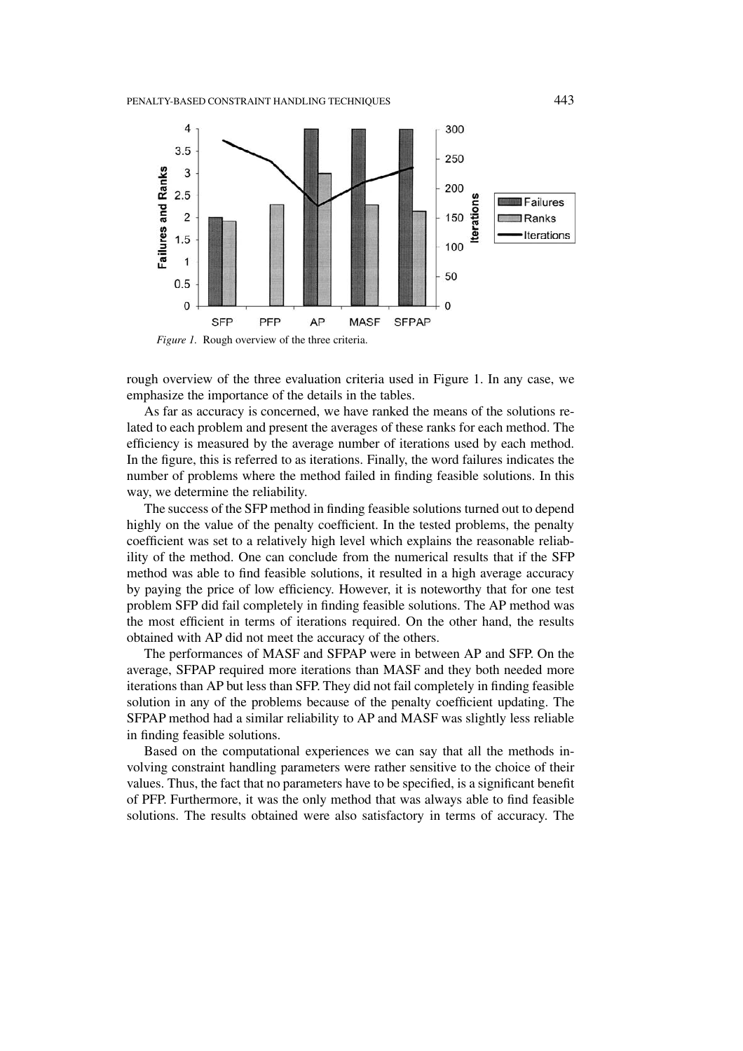4
3.5
3
2.5
2
1.5
1
0.5
0

Failures and Ranks

300
250
200
150
100
50
0

Iterations

SFP PFP AP MASF SFPAP

Failures
Ranks
Iterations

*Figure 1.* Rough overview of the three criteria.

rough overview of the three evaluation criteria used in Figure 1. In any case, we emphasize the importance of the details in the tables.

As far as accuracy is concerned, we have ranked the means of the solutions related to each problem and present the averages of these ranks for each method. The efficiency is measured by the average number of iterations used by each method. In the figure, this is referred to as iterations. Finally, the word failures indicates the number of problems where the method failed in finding feasible solutions. In this way, we determine the reliability.

The success of the SFP method in finding feasible solutions turned out to depend highly on the value of the penalty coefficient. In the tested problems, the penalty coefficient was set to a relatively high level which explains the reasonable reliability of the method. One can conclude from the numerical results that if the SFP method was able to find feasible solutions, it resulted in a high average accuracy by paying the price of low efficiency. However, it is noteworthy that for one test problem SFP did fail completely in finding feasible solutions. The AP method was the most efficient in terms of iterations required. On the other hand, the results obtained with AP did not meet the accuracy of the others.

The performances of MASF and SFPAP were in between AP and SFP. On the average, SFPAP required more iterations than MASF and they both needed more iterations than AP but less than SFP. They did not fail completely in finding feasible solution in any of the problems because of the penalty coefficient updating. The SFPAP method had a similar reliability to AP and MASF was slightly less reliable in finding feasible solutions.

Based on the computational experiences we can say that all the methods involving constraint handling parameters were rather sensitive to the choice of their values. Thus, the fact that no parameters have to be specified, is a significant benefit of PFP. Furthermore, it was the only method that was always able to find feasible solutions. The results obtained were also satisfactory in terms of accuracy. The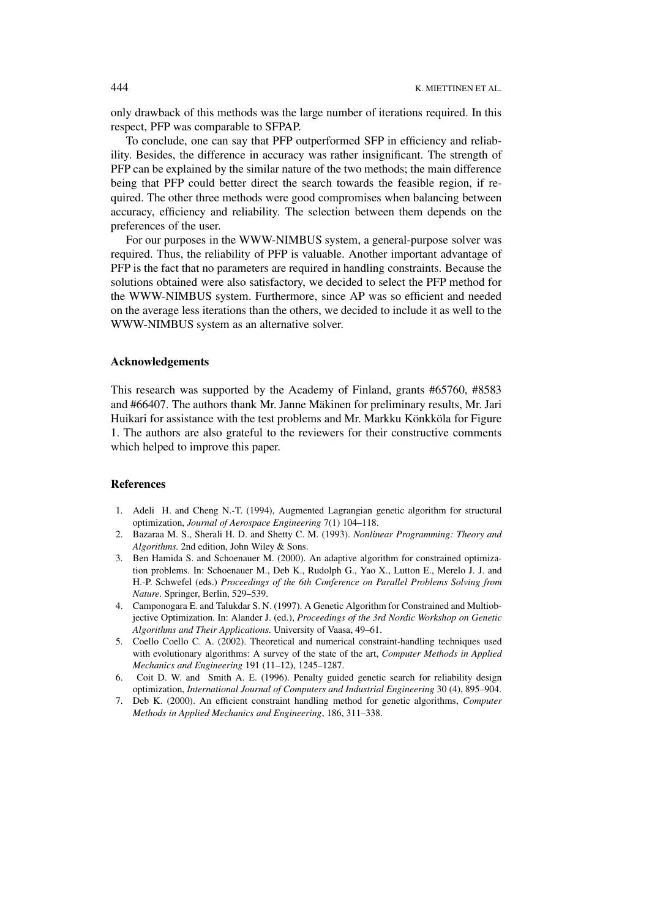only drawback of this methods was the large number of iterations required. In this respect, PFP was comparable to SFPAP.

To conclude, one can say that PFP outperformed SFP in efficiency and reliability. Besides, the difference in accuracy was rather insignificant. The strength of PFP can be explained by the similar nature of the two methods; the main difference being that PFP could better direct the search towards the feasible region, if required. The other three methods were good compromises when balancing between accuracy, efficiency and reliability. The selection between them depends on the preferences of the user.

For our purposes in the WWW-NIMBUS system, a general-purpose solver was required. Thus, the reliability of PFP is valuable. Another important advantage of PFP is the fact that no parameters are required in handling constraints. Because the solutions obtained were also satisfactory, we decided to select the PFP method for the WWW-NIMBUS system. Furthermore, since AP was so efficient and needed on the average less iterations than the others, we decided to include it as well to the WWW-NIMBUS system as an alternative solver.

### Acknowledgements

This research was supported by the Academy of Finland, grants #65760, #8583 and #66407. The authors thank Mr. Janne Mäkinen for preliminary results, Mr. Jari Huikari for assistance with the test problems and Mr. Markku Könkköla for Figure 1. The authors are also grateful to the reviewers for their constructive comments which helped to improve this paper.

### References

1. Adeli H. and Cheng N.-T. (1994), Augmented Lagrangian genetic algorithm for structural optimization, *Journal of Aerospace Engineering* 7(1) 104–118.
2. Bazaraa M. S., Sherali H. D. and Shetty C. M. (1993). *Nonlinear Programming: Theory and Algorithms.* 2nd edition, John Wiley & Sons.
3. Ben Hamida S. and Schoenauer M. (2000). An adaptive algorithm for constrained optimization problems. In: Schoenauer M., Deb K., Rudolph G., Yao X., Lutton E., Merelo J. J. and H.-P. Schwefel (eds.) *Proceedings of the 6th Conference on Parallel Problems Solving from Nature*. Springer, Berlin, 529–539.
4. Camponogara E. and Talukdar S. N. (1997). A Genetic Algorithm for Constrained and Multiobjective Optimization. In: Alander J. (ed.), *Proceedings of the 3rd Nordic Workshop on Genetic Algorithms and Their Applications*. University of Vaasa, 49–61.
5. Coello Coello C. A. (2002). Theoretical and numerical constraint-handling techniques used with evolutionary algorithms: A survey of the state of the art, *Computer Methods in Applied Mechanics and Engineering* 191 (11–12), 1245–1287.
6. Coit D. W. and Smith A. E. (1996). Penalty guided genetic search for reliability design optimization, *International Journal of Computers and Industrial Engineering* 30 (4), 895–904.
7. Deb K. (2000). An efficient constraint handling method for genetic algorithms, *Computer Methods in Applied Mechanics and Engineering*, 186, 311–338.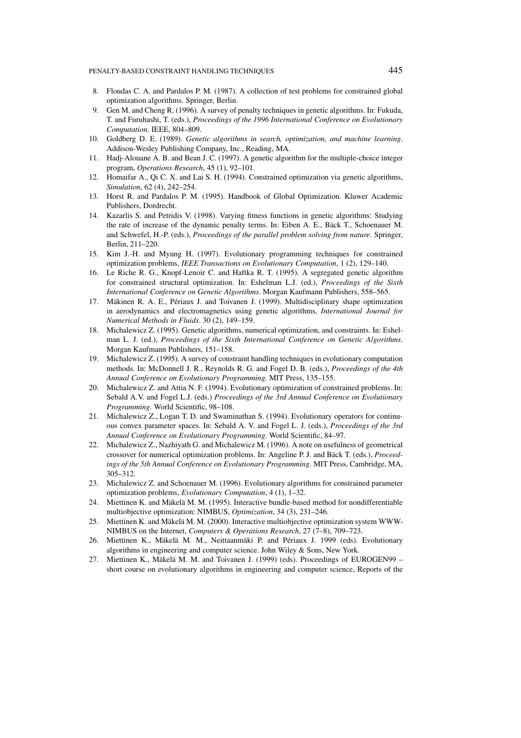8. Floudas C. A. and Pardalos P. M. (1987). A collection of test problems for constrained global optimization algorithms. Springer, Berlin.
9. Gen M. and Cheng R. (1996). A survey of penalty techniques in genetic algorithms. In: Fukuda, T. and Furuhashi, T. (eds.), *Proceedings of the 1996 International Conference on Evolutionary Computation*. IEEE, 804–809.
10. Goldberg D. E. (1989). *Genetic algorithms in search, optimization, and machine learning*. Addison-Wesley Publishing Company, Inc., Reading, MA.
11. Hadj-Alouane A. B. and Bean J. C. (1997). A genetic algorithm for the multiple-choice integer program, *Operations Research*, 45 (1), 92–101.
12. Homaifar A., Qi C. X. and Lai S. H. (1994). Constrained optimization via genetic algorithms, *Simulation*, 62 (4), 242–254.
13. Horst R. and Pardalos P. M. (1995). Handbook of Global Optimization. Kluwer Academic Publishers, Dordrecht.
14. Kazarlis S. and Petridis V. (1998). Varying fitness functions in genetic algorithms: Studying the rate of increase of the dynamic penalty terms. In: Eiben A. E., Bäck T., Schoenauer M. and Schwefel, H.-P. (eds.), *Proceedings of the parallel problem solving from nature*. Springer, Berlin, 211–220.
15. Kim J.-H. and Myung H. (1997). Evolutionary programming techniques for constrained optimization problems, *IEEE Transactions on Evolutionary Computation*, 1 (2), 129–140.
16. Le Riche R. G., Knopf-Lenoir C. and Haftka R. T. (1995). A segregated genetic algorithm for constrained structural optimization. In: Eshelman L.J. (ed.), *Proceedings of the Sixth International Conference on Genetic Algorithms*. Morgan Kaufmann Publishers, 558–565.
17. Mäkinen R. A. E., Périaux J. and Toivanen J. (1999). Multidisciplinary shape optimization in aerodynamics and electromagnetics using genetic algorithms, *International Journal for Numerical Methods in Fluids*. 30 (2), 149–159.
18. Michalewicz Z. (1995). Genetic algorithms, numerical optimization, and constraints. In: Eshelman L. J. (ed.), *Proceedings of the Sixth International Conference on Genetic Algorithms*. Morgan Kaufmann Publishers, 151–158.
19. Michalewicz Z. (1995). A survey of constraint handling techniques in evolutionary computation methods. In: McDonnell J. R., Reynolds R. G. and Fogel D. B. (eds.), *Proceedings of the 4th Annual Conference on Evolutionary Programming*. MIT Press, 135–155.
20. Michalewicz Z. and Attia N. F. (1994). Evolutionary optimization of constrained problems. In: Sebald A.V. and Fogel L.J. (eds.) *Proceedings of the 3rd Annual Conference on Evolutionary Programming*. World Scientific, 98–108.
21. Michalewicz Z., Logan T. D. and Swaminathan S. (1994). Evolutionary operators for continuous convex parameter spaces. In: Sebald A. V. and Fogel L. J. (eds.), *Proceedings of the 3rd Annual Conference on Evolutionary Programming*. World Scientific, 84–97.
22. Michalewicz Z., Nazhiyath G. and Michalewicz M. (1996). A note on usefulness of geometrical crossover for numerical optimization problems. In: Angeline P. J. and Bäck T. (eds.), *Proceedings of the 5th Annual Conference on Evolutionary Programming*. MIT Press, Cambridge, MA, 305–312.
23. Michalewicz Z. and Schoenauer M. (1996). Evolutionary algorithms for constrained parameter optimization problems, *Evolutionary Computation*, 4 (1), 1–32.
24. Miettinen K. and Mäkelä M. M. (1995). Interactive bundle-based method for nondifferentiable multiobjective optimization: NIMBUS, *Optimization*, 34 (3), 231–246.
25. Miettinen K. and Mäkelä M. M. (2000). Interactive multiobjective optimization system WWW-NIMBUS on the Internet, *Computers & Operations Research*, 27 (7–8), 709–723.
26. Miettinen K., Mäkelä M. M., Neittaanmäki P. and Périaux J. 1999 (eds). Evolutionary algorithms in engineering and computer science. John Wiley & Sons, New York.
27. Miettinen K., Mäkelä M. M. and Toivanen J. (1999) (eds). Proceedings of EUROGEN99 – short course on evolutionary algorithms in engineering and computer science, Reports of the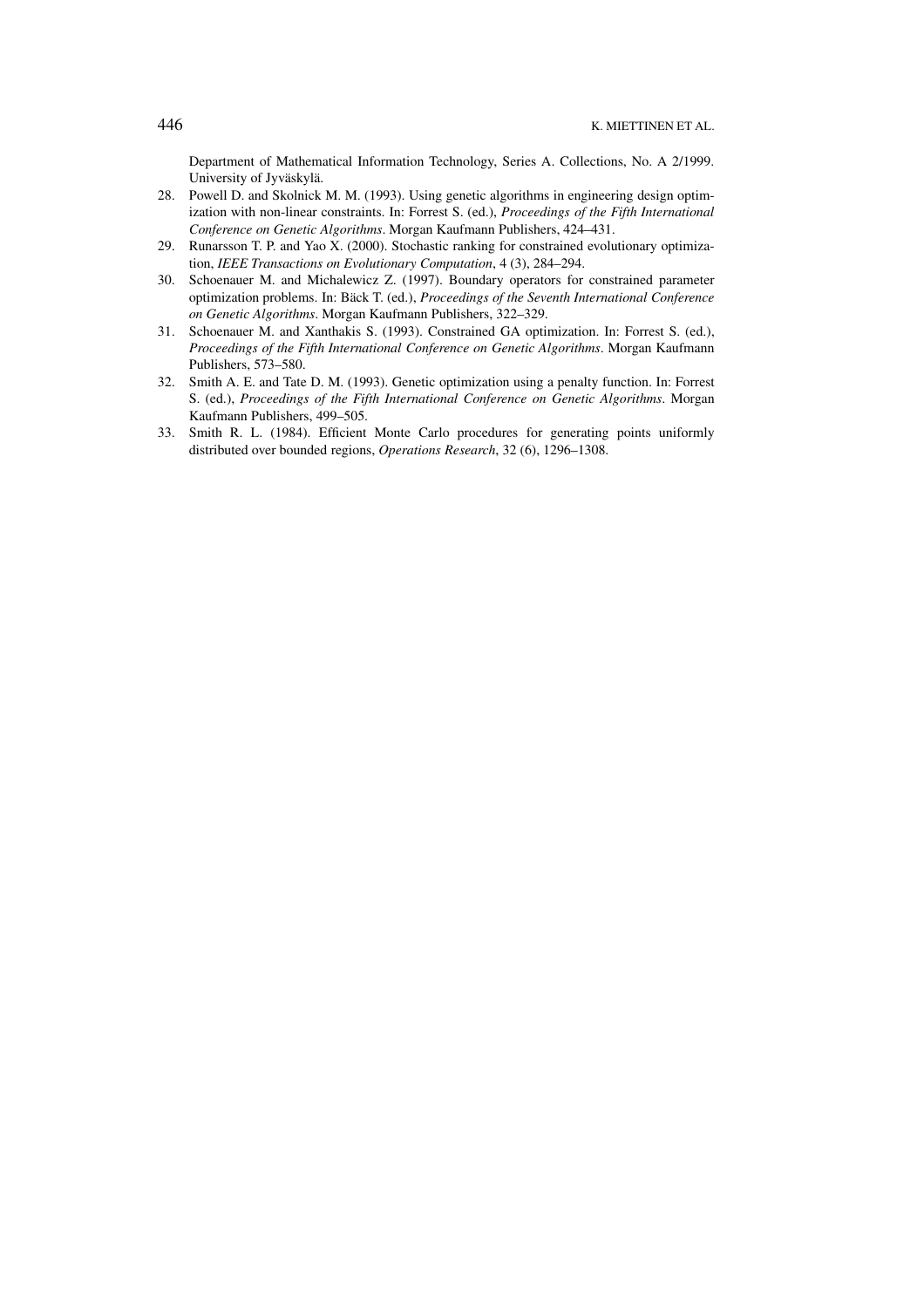Department of Mathematical Information Technology, Series A. Collections, No. A 2/1999. University of Jyväskylä.

28. Powell D. and Skolnick M. M. (1993). Using genetic algorithms in engineering design optimization with non-linear constraints. In: Forrest S. (ed.), *Proceedings of the Fifth International Conference on Genetic Algorithms*. Morgan Kaufmann Publishers, 424–431.
29. Runarsson T. P. and Yao X. (2000). Stochastic ranking for constrained evolutionary optimization, *IEEE Transactions on Evolutionary Computation*, 4 (3), 284–294.
30. Schoenauer M. and Michalewicz Z. (1997). Boundary operators for constrained parameter optimization problems. In: Bäck T. (ed.), *Proceedings of the Seventh International Conference on Genetic Algorithms*. Morgan Kaufmann Publishers, 322–329.
31. Schoenauer M. and Xanthakis S. (1993). Constrained GA optimization. In: Forrest S. (ed.), *Proceedings of the Fifth International Conference on Genetic Algorithms*. Morgan Kaufmann Publishers, 573–580.
32. Smith A. E. and Tate D. M. (1993). Genetic optimization using a penalty function. In: Forrest S. (ed.), *Proceedings of the Fifth International Conference on Genetic Algorithms*. Morgan Kaufmann Publishers, 499–505.
33. Smith R. L. (1984). Efficient Monte Carlo procedures for generating points uniformly distributed over bounded regions, *Operations Research*, 32 (6), 1296–1308.